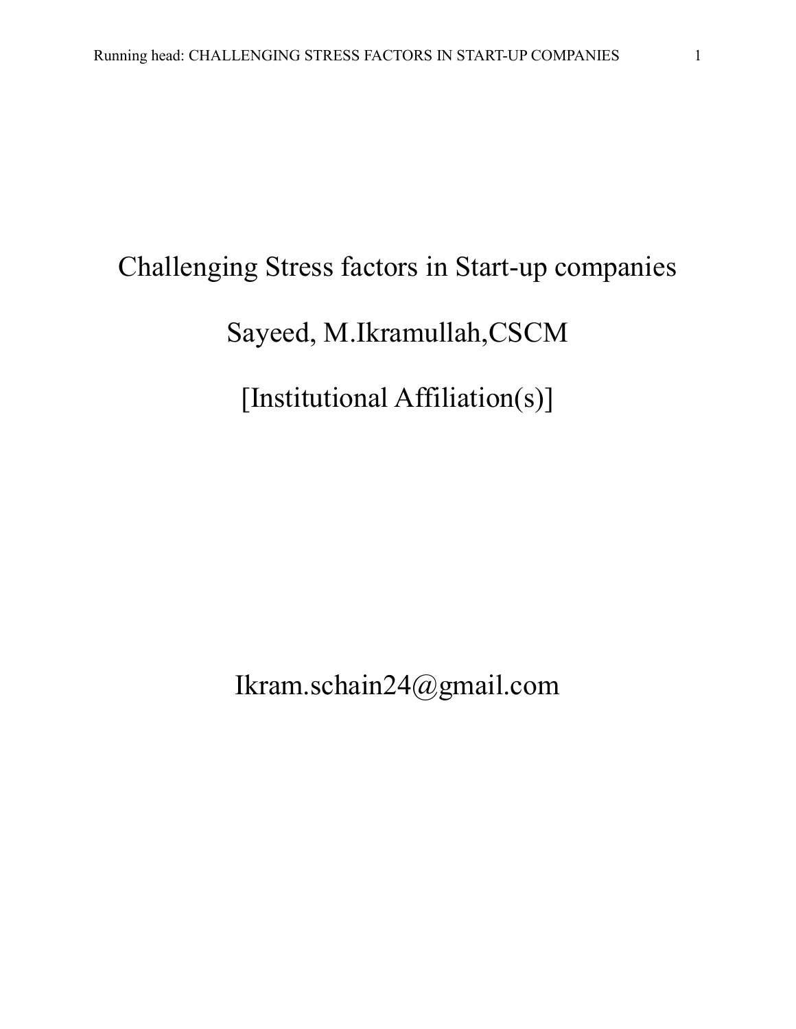# Challenging Stress factors in Start-up companies

Sayeed, M.Ikramullah,CSCM

[Institutional Affiliation(s)]

Ikram.schain24@gmail.com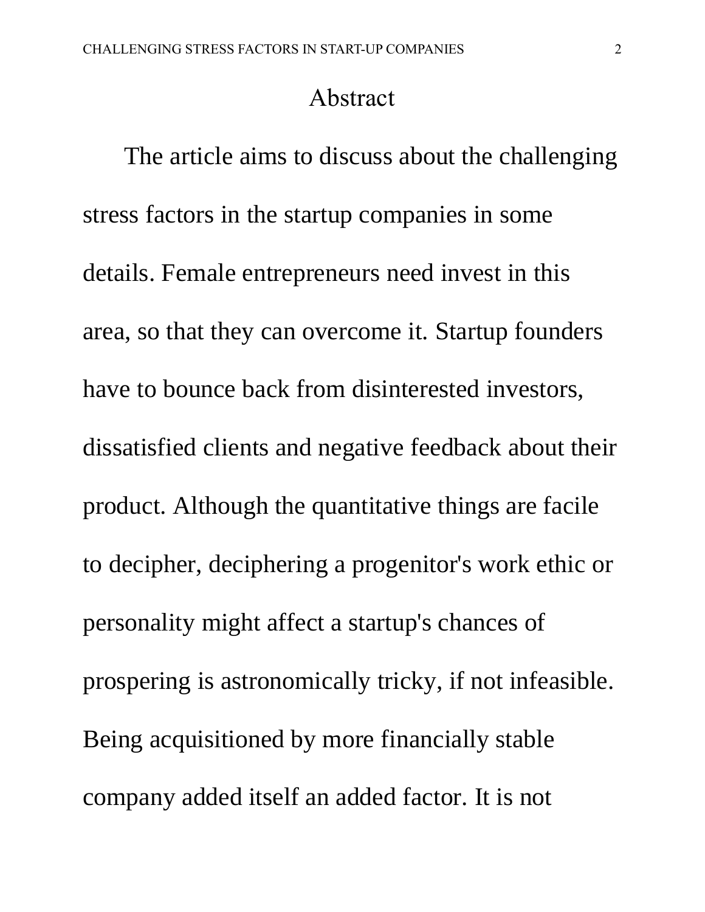# Abstract

The article aims to discuss about the challenging stress factors in the startup companies in some details. Female entrepreneurs need invest in this area, so that they can overcome it. Startup founders have to bounce back from disinterested investors, dissatisfied clients and negative feedback about their product. Although the quantitative things are facile to decipher, deciphering a progenitor's work ethic or personality might affect a startup's chances of prospering is astronomically tricky, if not infeasible. Being acquisitioned by more financially stable company added itself an added factor. It is not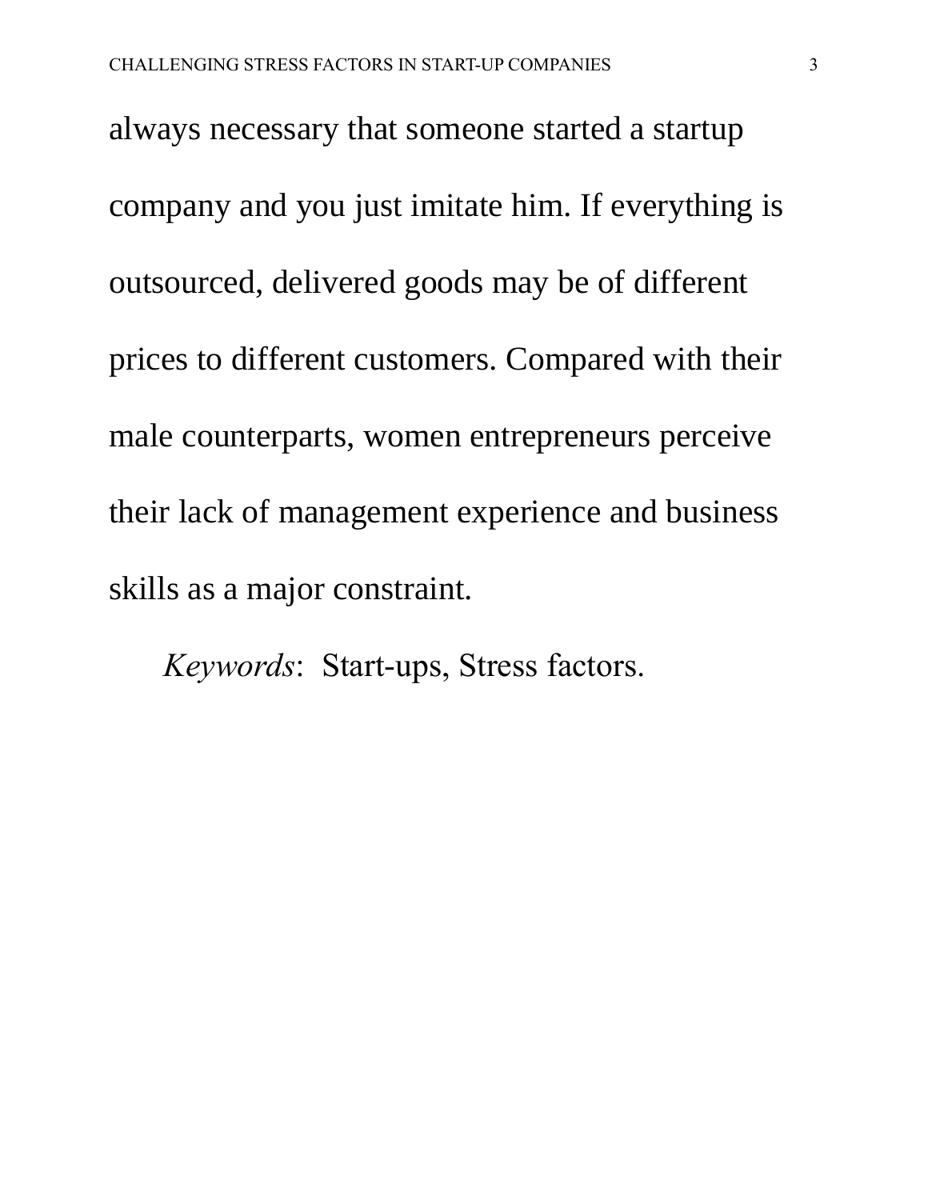always necessary that someone started a startup company and you just imitate him. If everything is outsourced, delivered goods may be of different prices to different customers. Compared with their male counterparts, women entrepreneurs perceive their lack of management experience and business skills as a major constraint.

*Keywords*: Start-ups, Stress factors.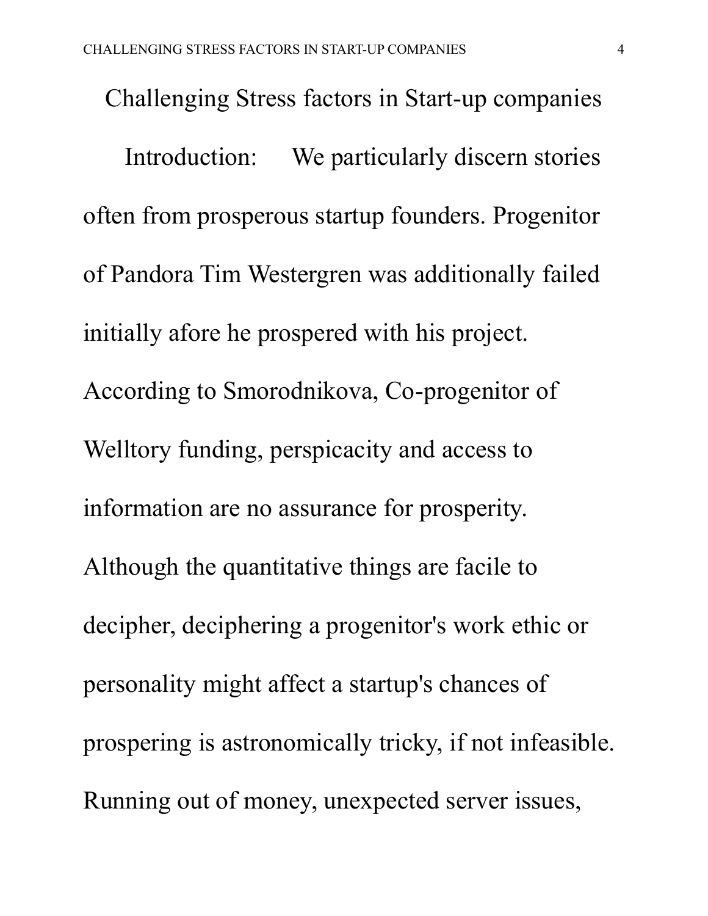# Challenging Stress factors in Start-up companies

Introduction: We particularly discern stories often from prosperous startup founders. Progenitor of Pandora Tim Westergren was additionally failed initially afore he prospered with his project. According to Smorodnikova, Co-progenitor of Welltory funding, perspicacity and access to information are no assurance for prosperity. Although the quantitative things are facile to decipher, deciphering a progenitor's work ethic or personality might affect a startup's chances of prospering is astronomically tricky, if not infeasible. Running out of money, unexpected server issues,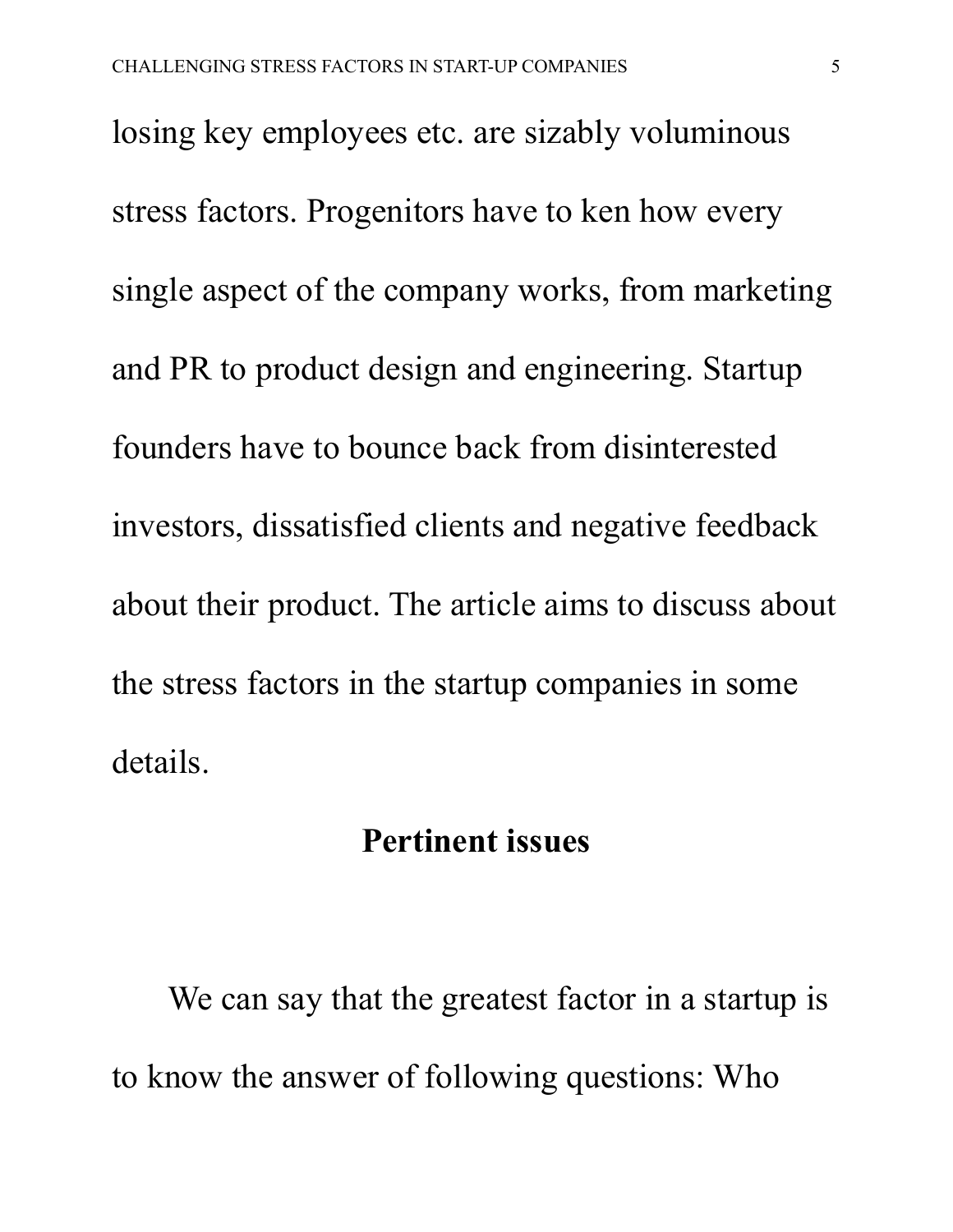losing key employees etc. are sizably voluminous stress factors. Progenitors have to ken how every single aspect of the company works, from marketing and PR to product design and engineering. Startup founders have to bounce back from disinterested investors, dissatisfied clients and negative feedback about their product. The article aims to discuss about the stress factors in the startup companies in some details.

## Pertinent issues

We can say that the greatest factor in a startup is to know the answer of following questions: Who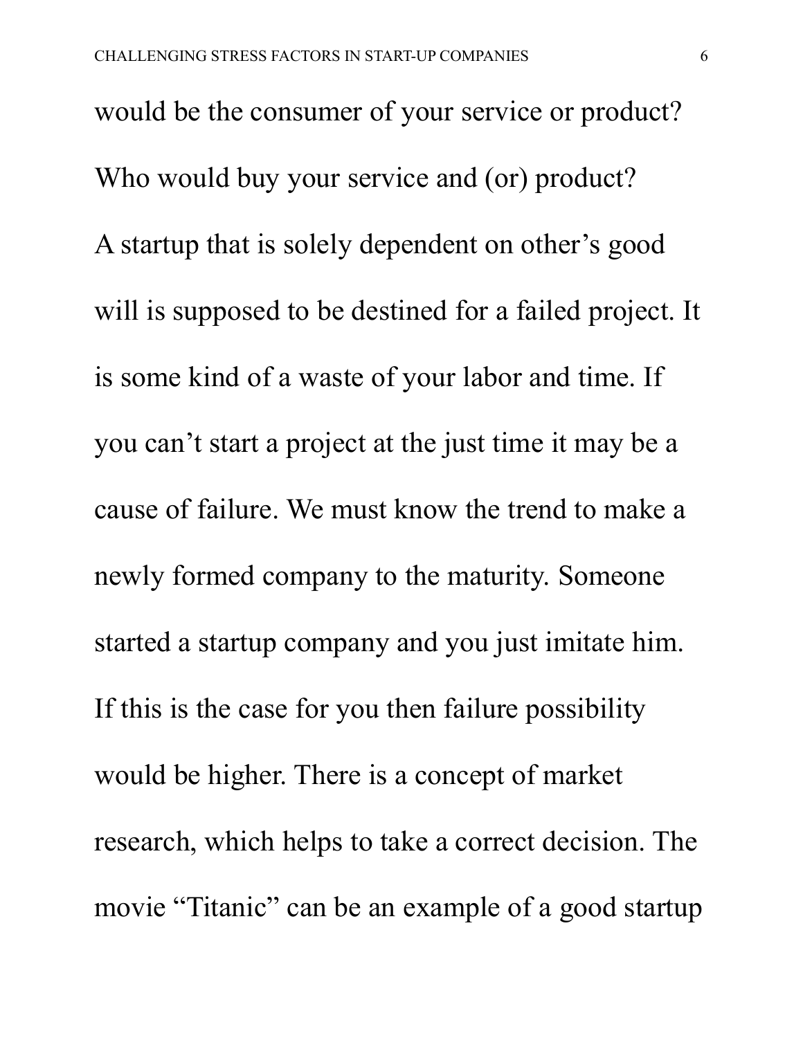would be the consumer of your service or product? Who would buy your service and (or) product?

A startup that is solely dependent on other's good will is supposed to be destined for a failed project. It is some kind of a waste of your labor and time. If you can't start a project at the just time it may be a cause of failure. We must know the trend to make a newly formed company to the maturity. Someone started a startup company and you just imitate him. If this is the case for you then failure possibility would be higher. There is a concept of market research, which helps to take a correct decision. The movie "Titanic" can be an example of a good startup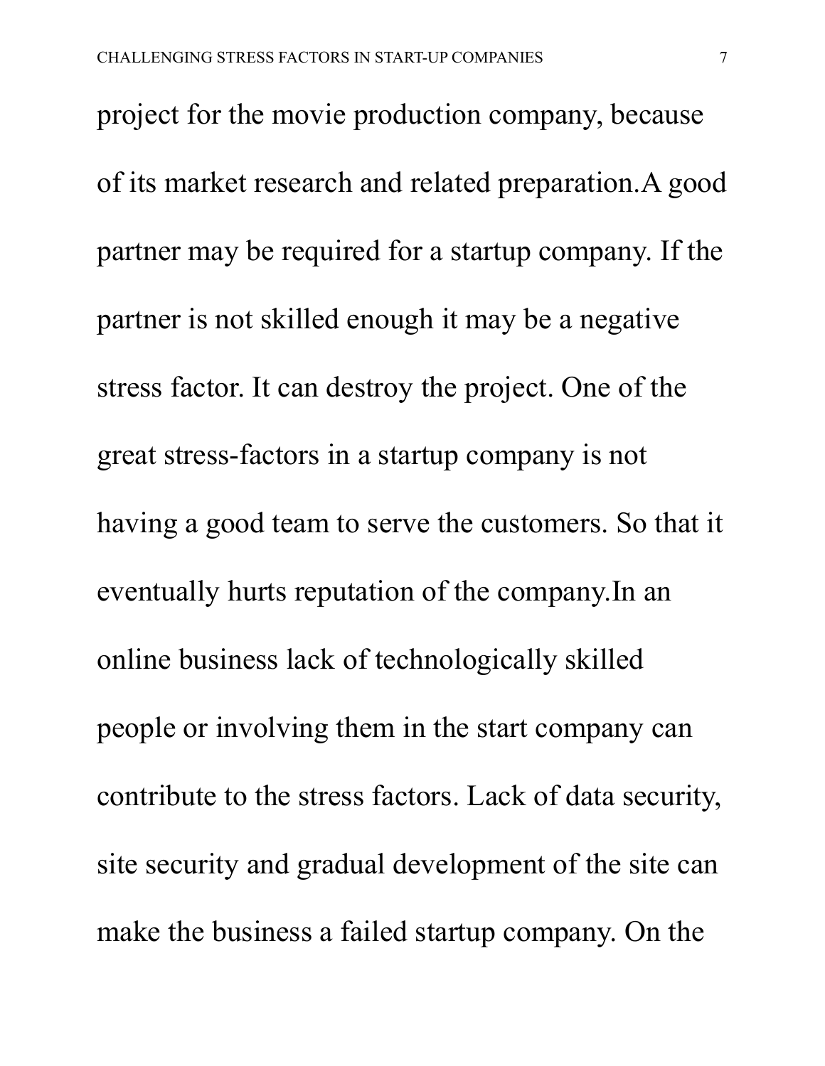project for the movie production company, because of its market research and related preparation.A good partner may be required for a startup company. If the partner is not skilled enough it may be a negative stress factor. It can destroy the project. One of the great stress-factors in a startup company is not having a good team to serve the customers. So that it eventually hurts reputation of the company.In an online business lack of technologically skilled people or involving them in the start company can contribute to the stress factors. Lack of data security, site security and gradual development of the site can make the business a failed startup company. On the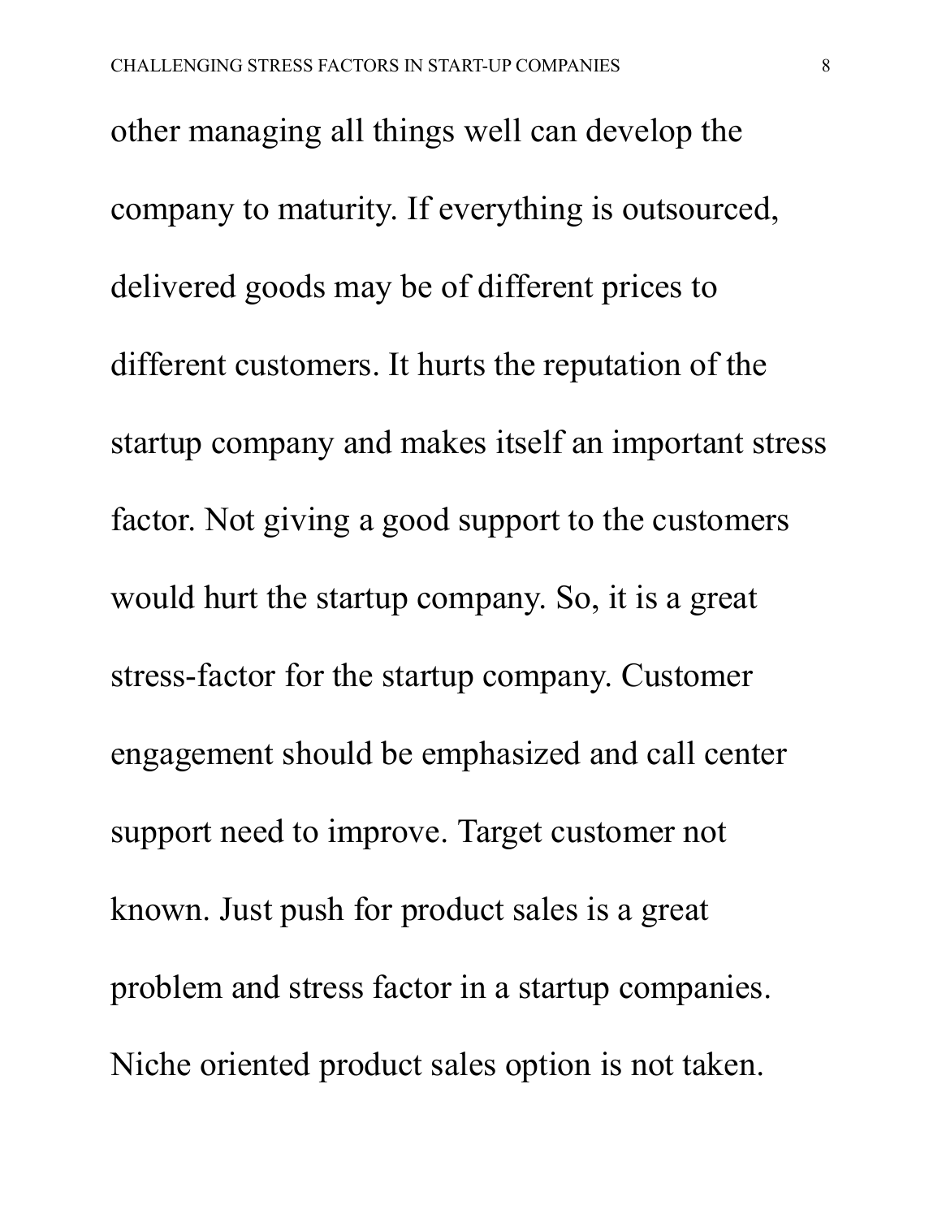other managing all things well can develop the company to maturity. If everything is outsourced, delivered goods may be of different prices to different customers. It hurts the reputation of the startup company and makes itself an important stress factor. Not giving a good support to the customers would hurt the startup company. So, it is a great stress-factor for the startup company. Customer engagement should be emphasized and call center support need to improve. Target customer not known. Just push for product sales is a great problem and stress factor in a startup companies. Niche oriented product sales option is not taken.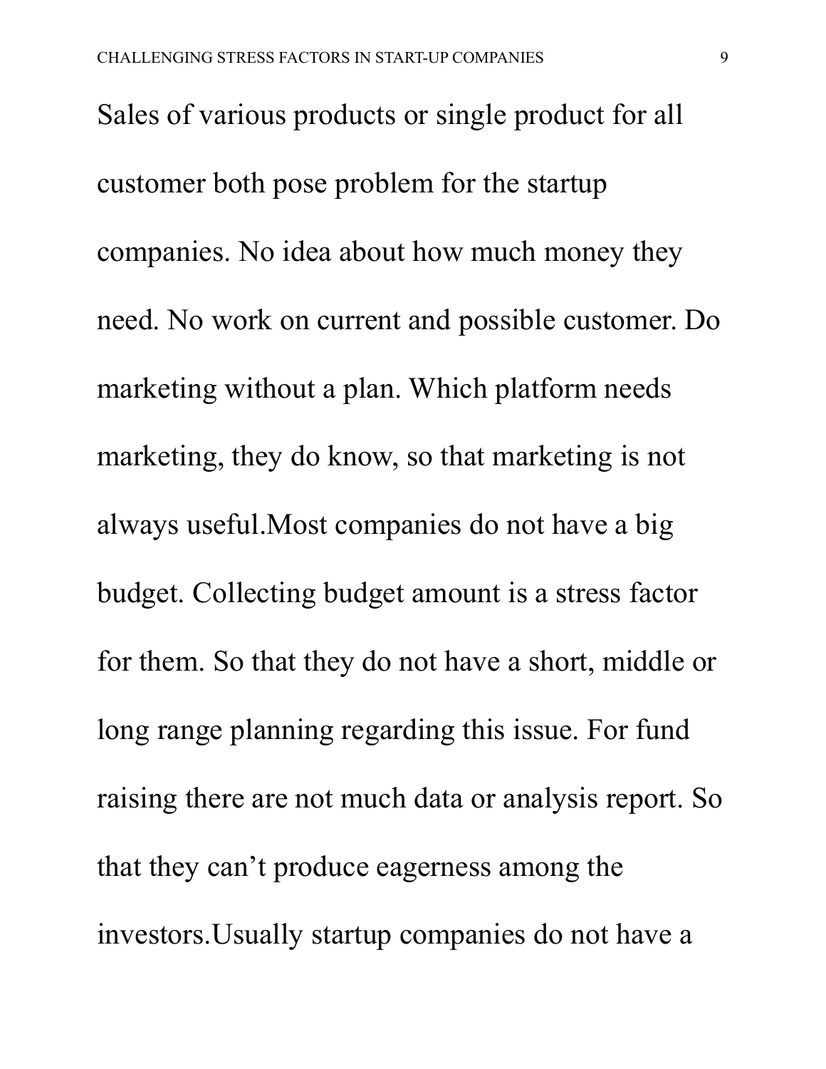Sales of various products or single product for all customer both pose problem for the startup companies. No idea about how much money they need. No work on current and possible customer. Do marketing without a plan. Which platform needs marketing, they do know, so that marketing is not always useful.Most companies do not have a big budget. Collecting budget amount is a stress factor for them. So that they do not have a short, middle or long range planning regarding this issue. For fund raising there are not much data or analysis report. So that they can’t produce eagerness among the investors.Usually startup companies do not have a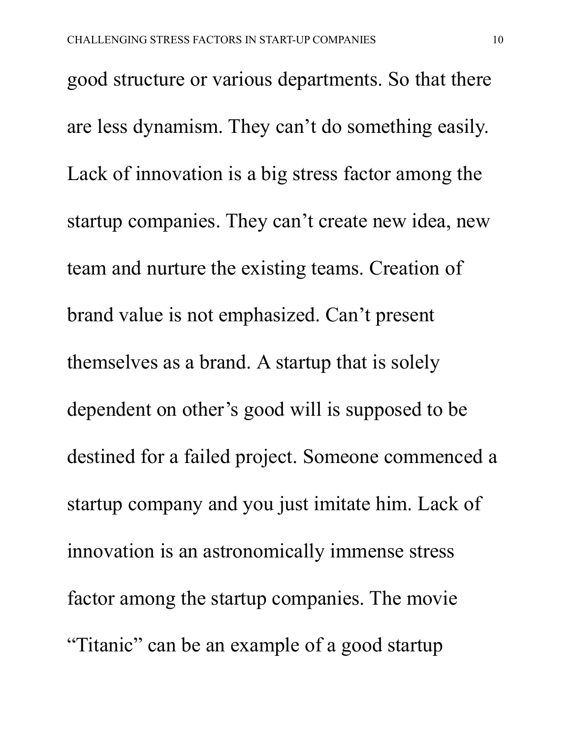good structure or various departments. So that there are less dynamism. They can't do something easily. Lack of innovation is a big stress factor among the startup companies. They can't create new idea, new team and nurture the existing teams. Creation of brand value is not emphasized. Can't present themselves as a brand. A startup that is solely dependent on other's good will is supposed to be destined for a failed project. Someone commenced a startup company and you just imitate him. Lack of innovation is an astronomically immense stress factor among the startup companies. The movie "Titanic" can be an example of a good startup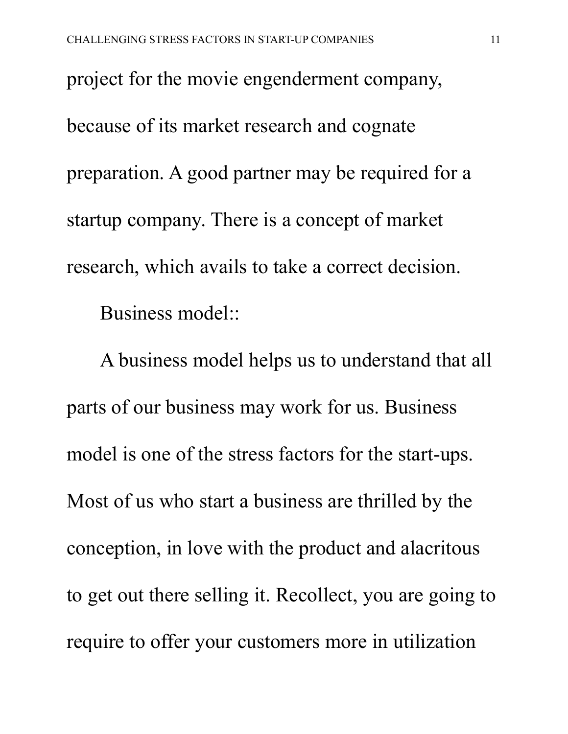project for the movie engenderment company, because of its market research and cognate preparation. A good partner may be required for a startup company. There is a concept of market research, which avails to take a correct decision.

Business model::

A business model helps us to understand that all parts of our business may work for us. Business model is one of the stress factors for the start-ups. Most of us who start a business are thrilled by the conception, in love with the product and alacritous to get out there selling it. Recollect, you are going to require to offer your customers more in utilization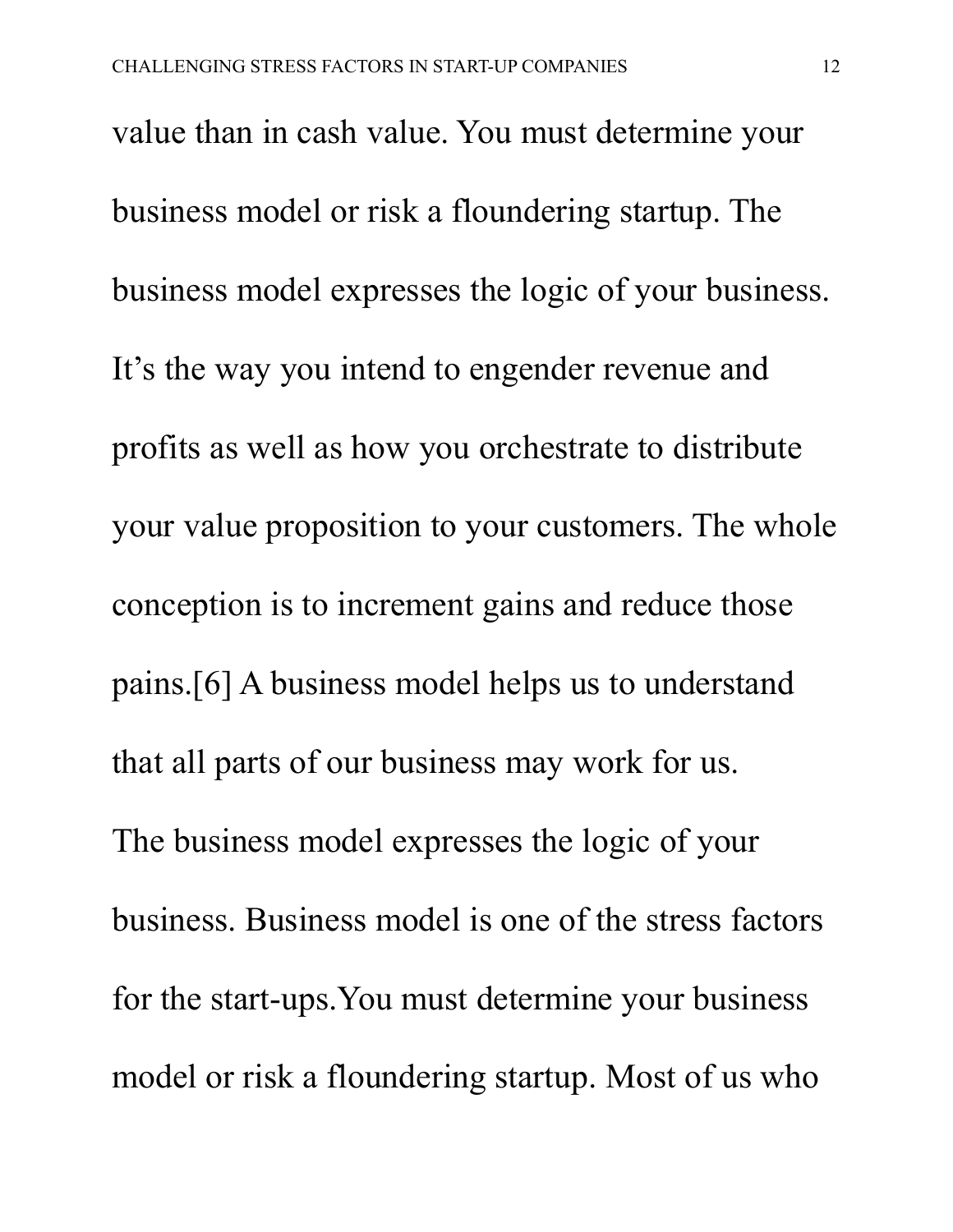value than in cash value. You must determine your business model or risk a floundering startup. The business model expresses the logic of your business. It's the way you intend to engender revenue and profits as well as how you orchestrate to distribute your value proposition to your customers. The whole conception is to increment gains and reduce those pains.[6] A business model helps us to understand that all parts of our business may work for us.

The business model expresses the logic of your business. Business model is one of the stress factors for the start-ups.You must determine your business model or risk a floundering startup. Most of us who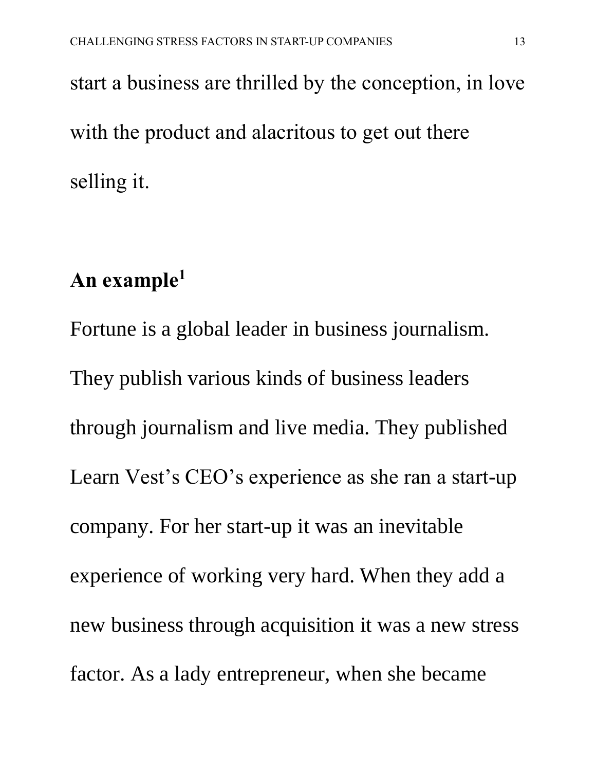start a business are thrilled by the conception, in love with the product and alacritous to get out there selling it.

## An example[1]

Fortune is a global leader in business journalism. They publish various kinds of business leaders through journalism and live media. They published Learn Vest's CEO's experience as she ran a start-up company. For her start-up it was an inevitable experience of working very hard. When they add a new business through acquisition it was a new stress factor. As a lady entrepreneur, when she became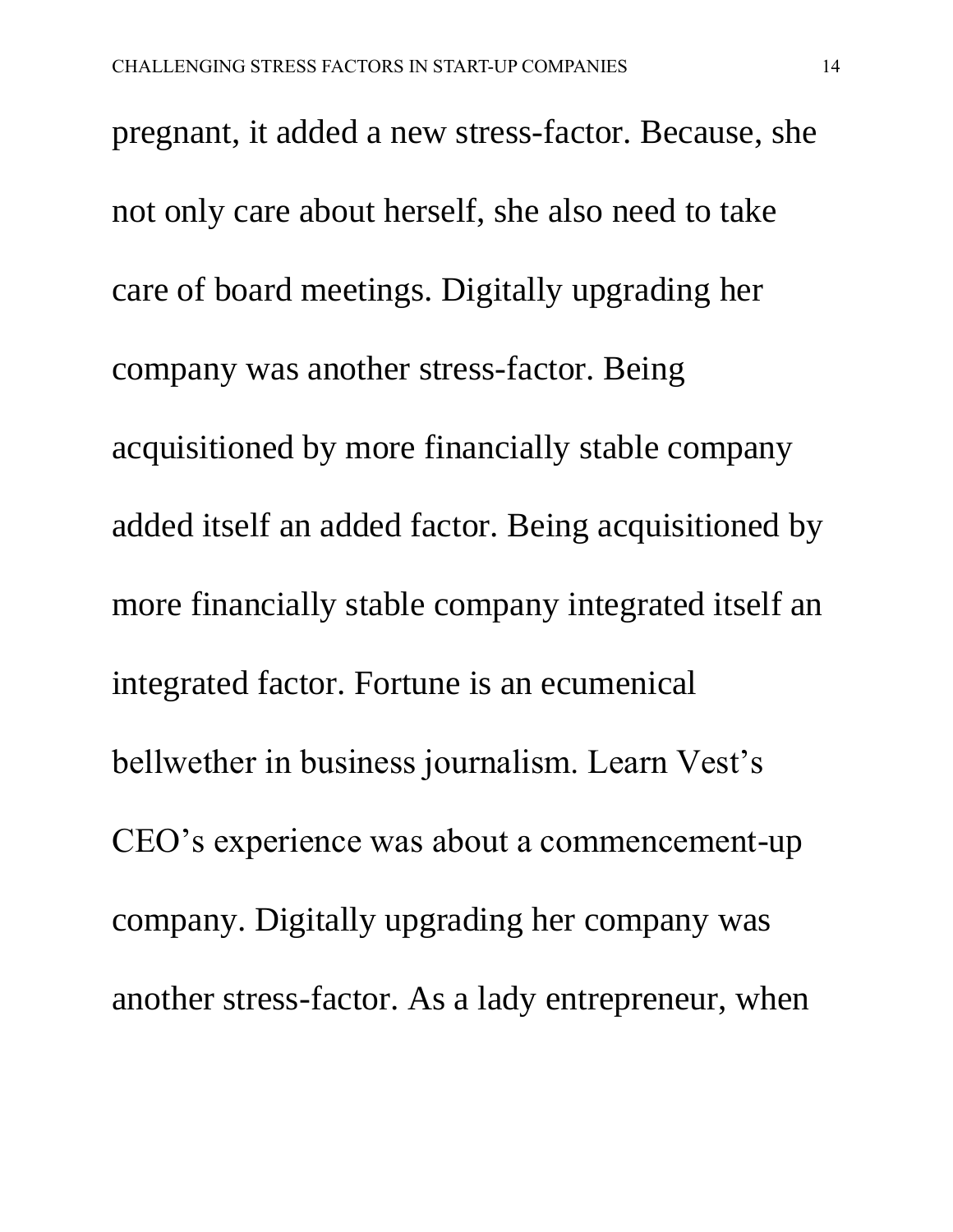pregnant, it added a new stress-factor. Because, she not only care about herself, she also need to take care of board meetings. Digitally upgrading her company was another stress-factor. Being acquisitioned by more financially stable company added itself an added factor. Being acquisitioned by more financially stable company integrated itself an integrated factor. Fortune is an ecumenical bellwether in business journalism. Learn Vest's CEO's experience was about a commencement-up company. Digitally upgrading her company was another stress-factor. As a lady entrepreneur, when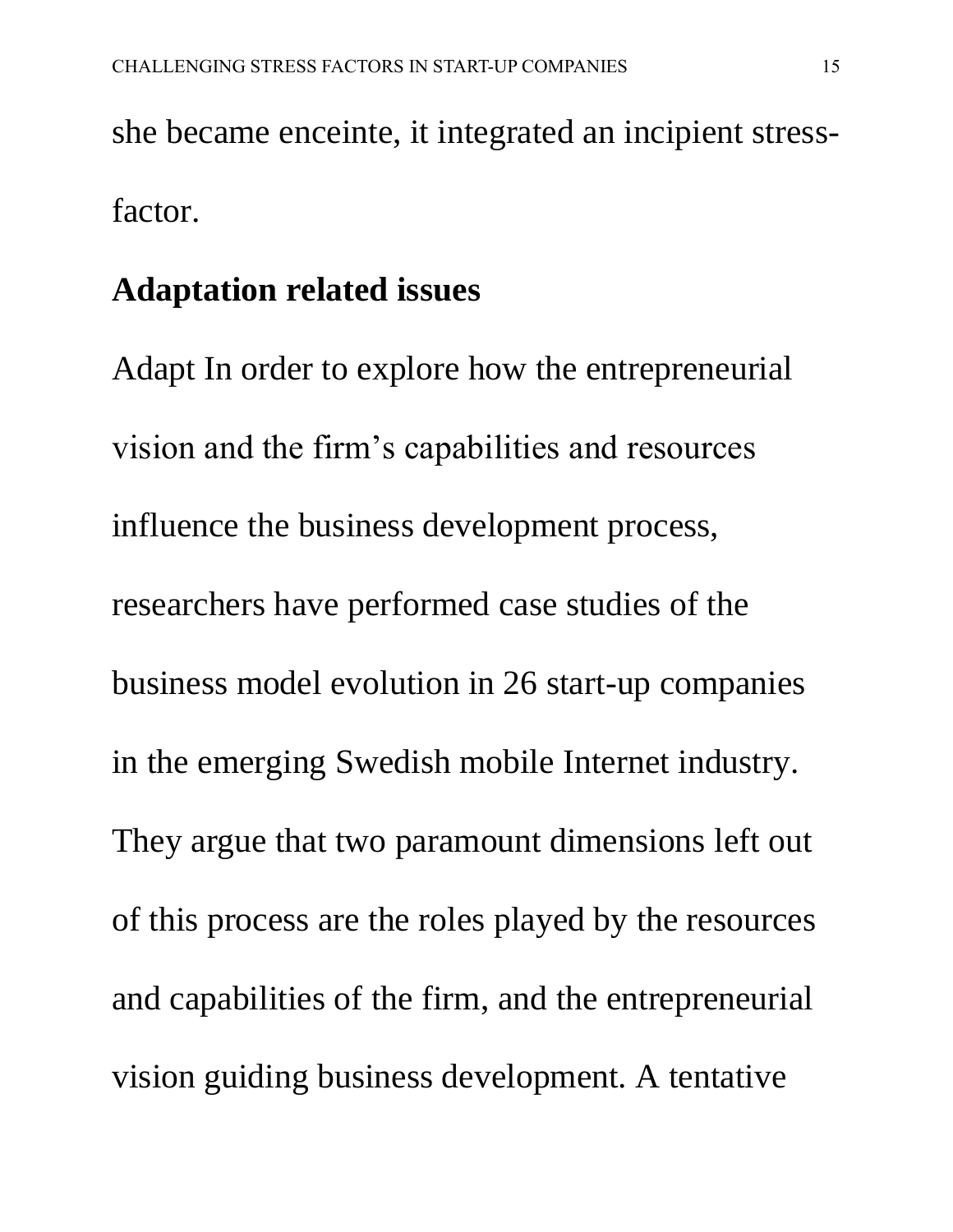she became enceinte, it integrated an incipient stress-factor.

**Adaptation related issues**

Adapt In order to explore how the entrepreneurial vision and the firm's capabilities and resources influence the business development process, researchers have performed case studies of the business model evolution in 26 start-up companies in the emerging Swedish mobile Internet industry. They argue that two paramount dimensions left out of this process are the roles played by the resources and capabilities of the firm, and the entrepreneurial vision guiding business development. A tentative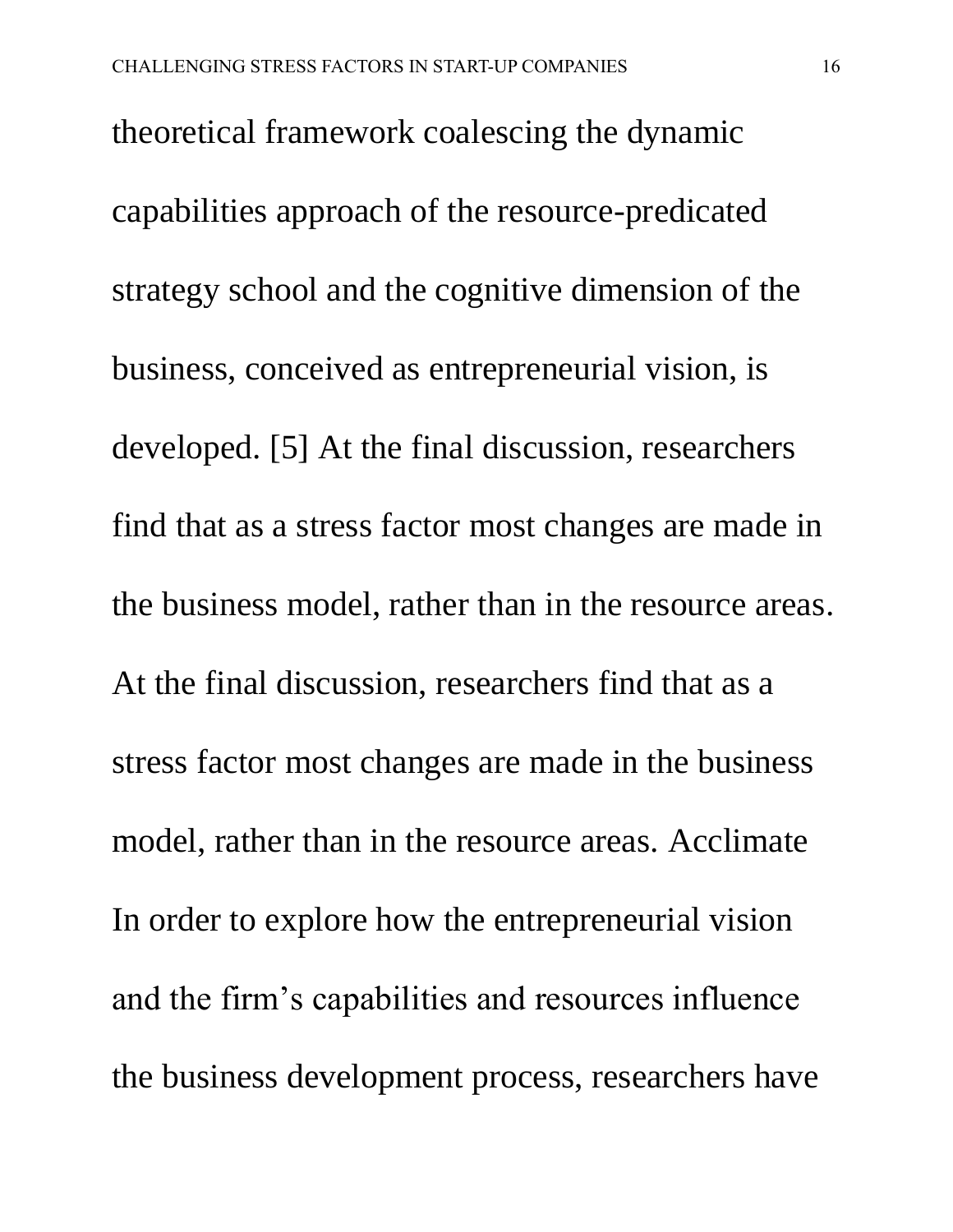theoretical framework coalescing the dynamic capabilities approach of the resource-predicated strategy school and the cognitive dimension of the business, conceived as entrepreneurial vision, is developed. [5] At the final discussion, researchers find that as a stress factor most changes are made in the business model, rather than in the resource areas. At the final discussion, researchers find that as a stress factor most changes are made in the business model, rather than in the resource areas. Acclimate In order to explore how the entrepreneurial vision and the firm's capabilities and resources influence the business development process, researchers have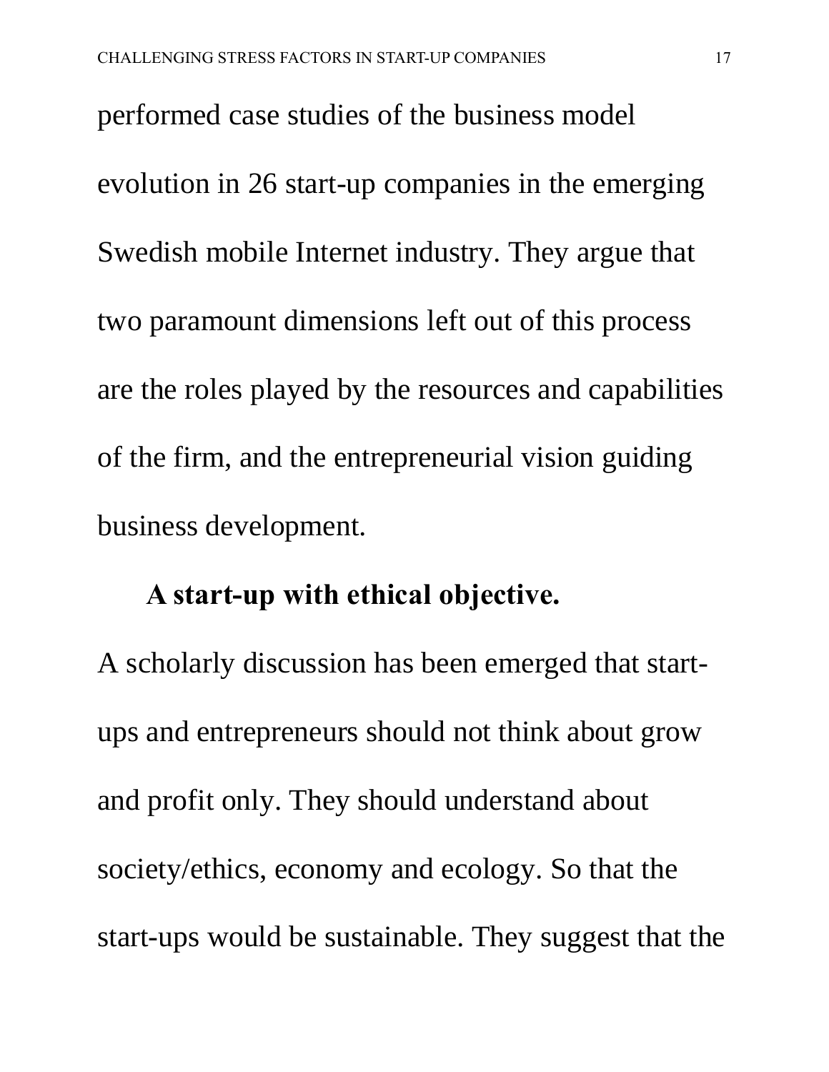performed case studies of the business model evolution in 26 start-up companies in the emerging Swedish mobile Internet industry. They argue that two paramount dimensions left out of this process are the roles played by the resources and capabilities of the firm, and the entrepreneurial vision guiding business development.

**A start-up with ethical objective.**

A scholarly discussion has been emerged that start-ups and entrepreneurs should not think about grow and profit only. They should understand about society/ethics, economy and ecology. So that the start-ups would be sustainable. They suggest that the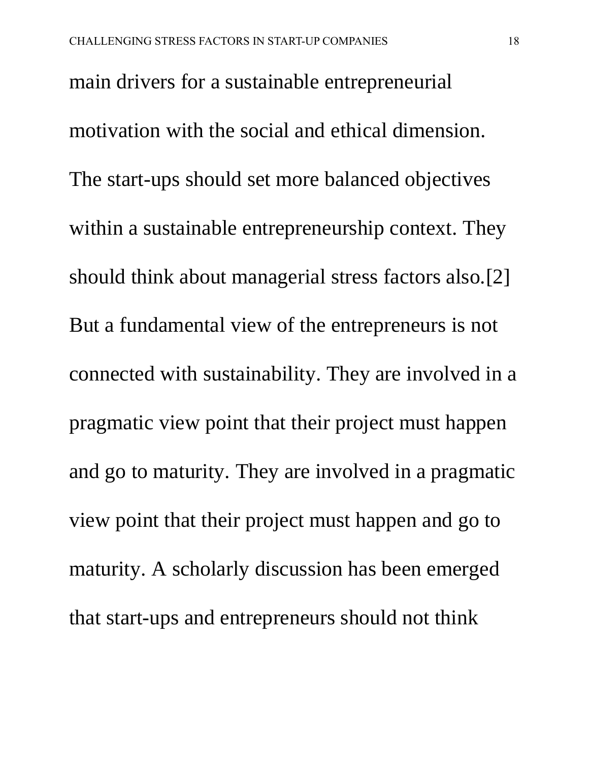main drivers for a sustainable entrepreneurial motivation with the social and ethical dimension. The start-ups should set more balanced objectives within a sustainable entrepreneurship context. They should think about managerial stress factors also.[2] But a fundamental view of the entrepreneurs is not connected with sustainability. They are involved in a pragmatic view point that their project must happen and go to maturity. They are involved in a pragmatic view point that their project must happen and go to maturity. A scholarly discussion has been emerged that start-ups and entrepreneurs should not think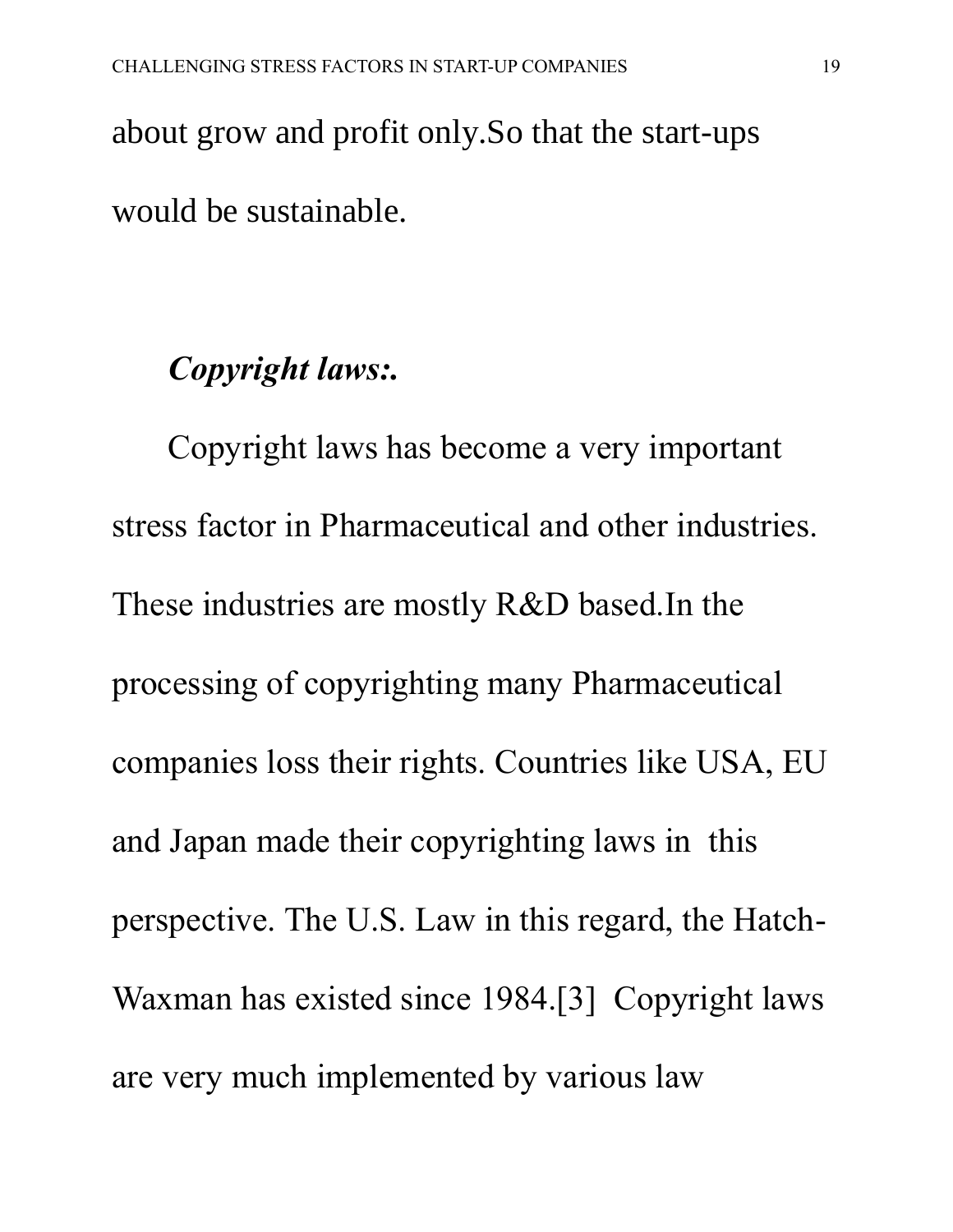about grow and profit only.So that the start-ups would be sustainable.

### *Copyright laws:.*

Copyright laws has become a very important stress factor in Pharmaceutical and other industries. These industries are mostly R&D based.In the processing of copyrighting many Pharmaceutical companies loss their rights. Countries like USA, EU and Japan made their copyrighting laws in this perspective. The U.S. Law in this regard, the Hatch-Waxman has existed since 1984.[3] Copyright laws are very much implemented by various law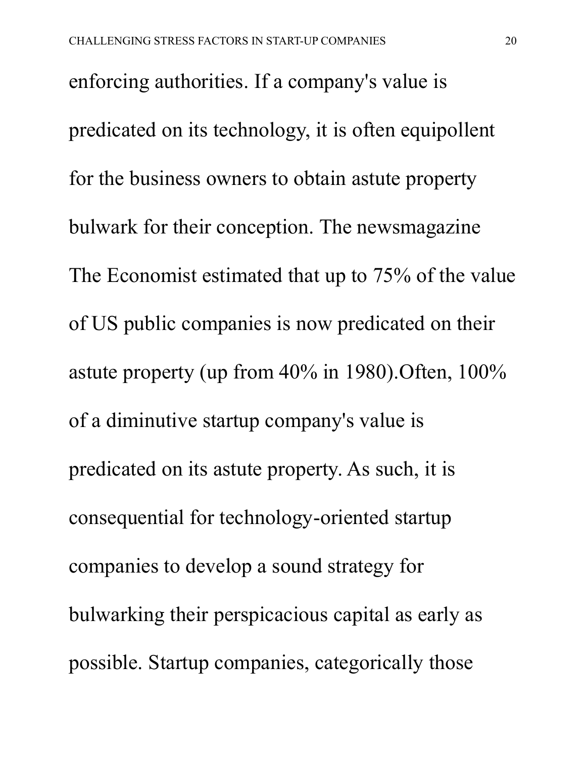enforcing authorities. If a company's value is predicated on its technology, it is often equipollent for the business owners to obtain astute property bulwark for their conception. The newsmagazine The Economist estimated that up to 75% of the value of US public companies is now predicated on their astute property (up from 40% in 1980).Often, 100% of a diminutive startup company's value is predicated on its astute property. As such, it is consequential for technology-oriented startup companies to develop a sound strategy for bulwarking their perspicacious capital as early as possible. Startup companies, categorically those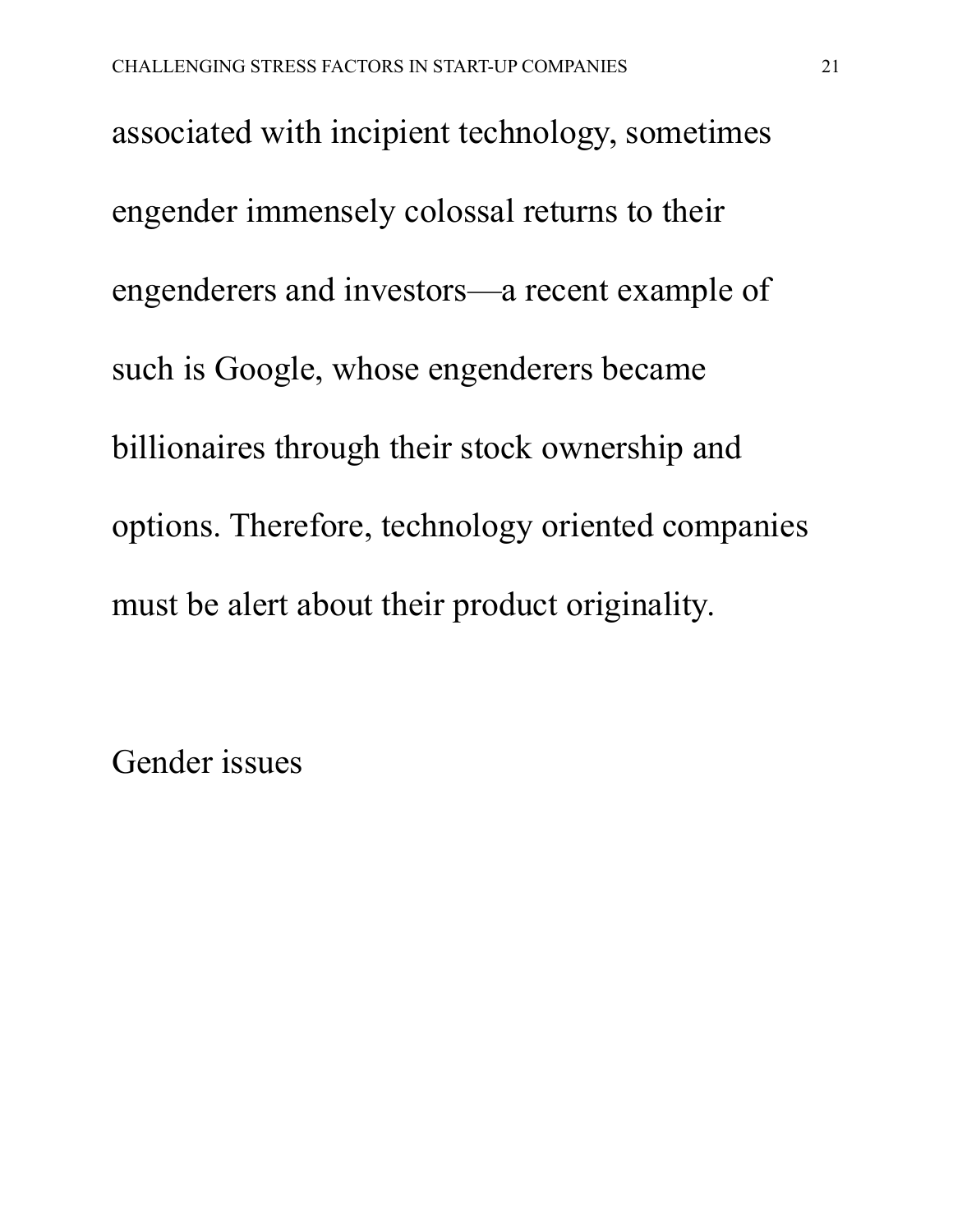associated with incipient technology, sometimes engender immensely colossal returns to their engenderers and investors—a recent example of such is Google, whose engenderers became billionaires through their stock ownership and options. Therefore, technology oriented companies must be alert about their product originality.

## Gender issues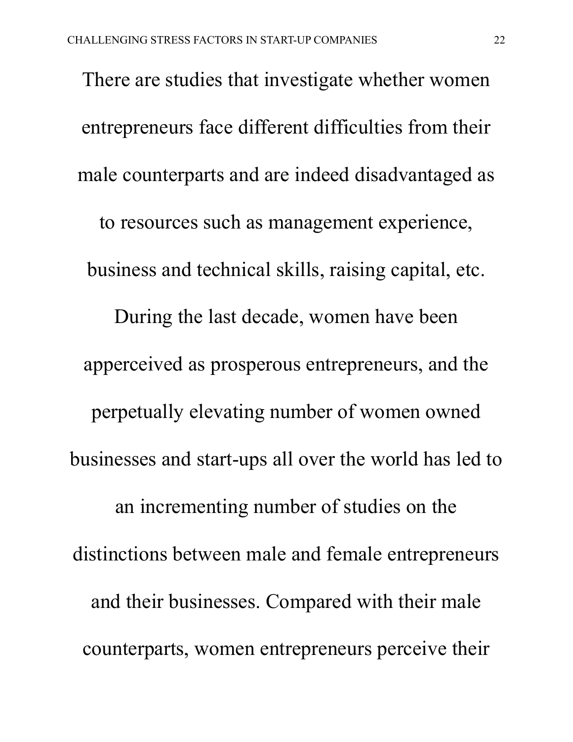There are studies that investigate whether women entrepreneurs face different difficulties from their male counterparts and are indeed disadvantaged as to resources such as management experience, business and technical skills, raising capital, etc. During the last decade, women have been apperceived as prosperous entrepreneurs, and the perpetually elevating number of women owned businesses and start-ups all over the world has led to an incrementing number of studies on the distinctions between male and female entrepreneurs and their businesses. Compared with their male counterparts, women entrepreneurs perceive their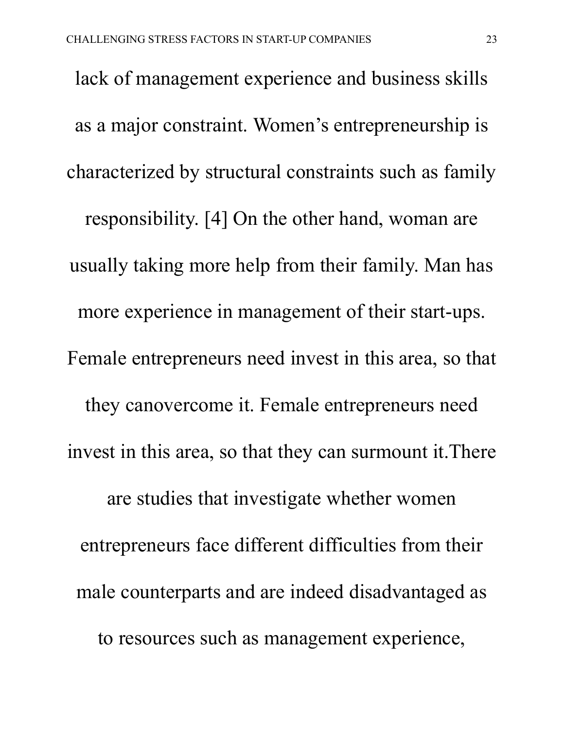lack of management experience and business skills as a major constraint. Women's entrepreneurship is characterized by structural constraints such as family responsibility. [4] On the other hand, woman are usually taking more help from their family. Man has more experience in management of their start-ups. Female entrepreneurs need invest in this area, so that they canovercome it. Female entrepreneurs need invest in this area, so that they can surmount it.There are studies that investigate whether women entrepreneurs face different difficulties from their male counterparts and are indeed disadvantaged as to resources such as management experience,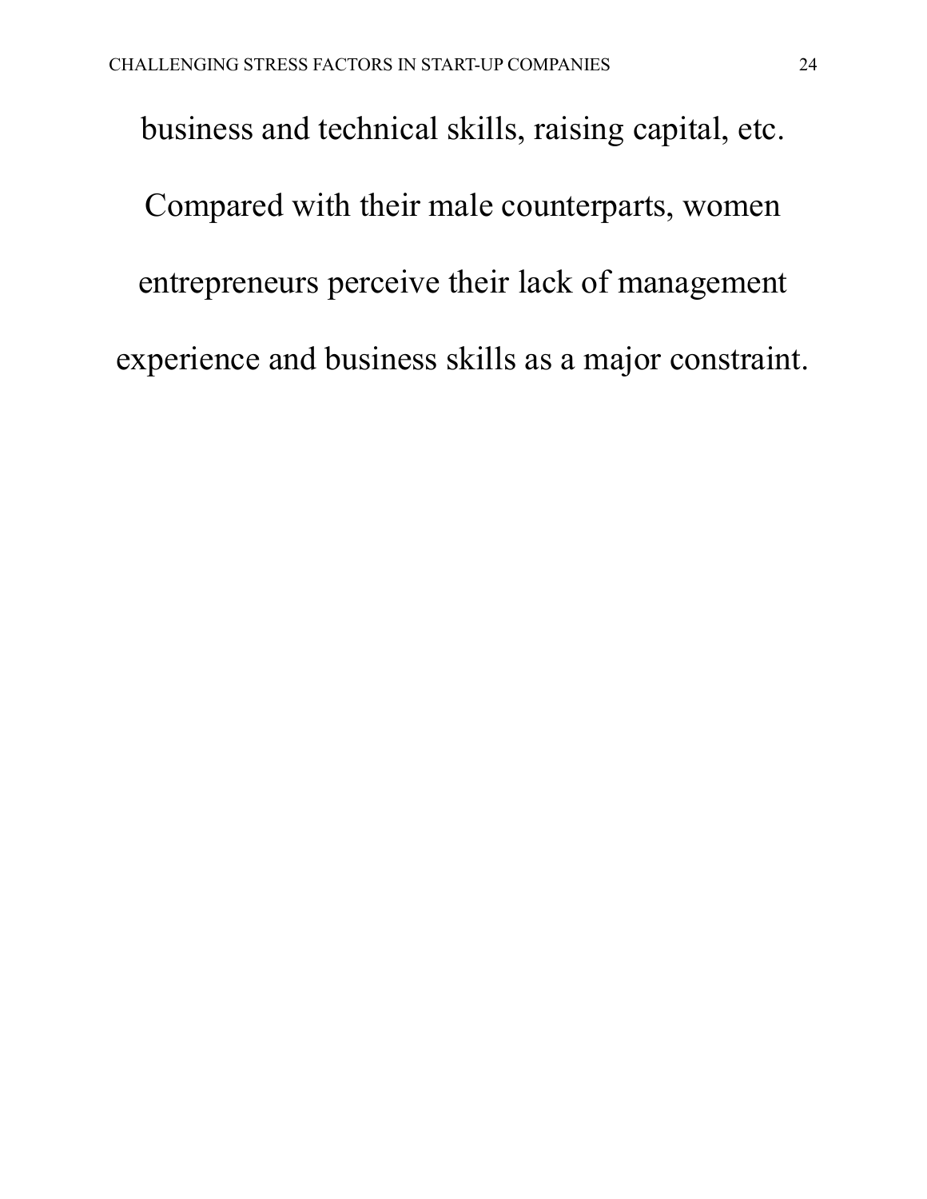business and technical skills, raising capital, etc. Compared with their male counterparts, women entrepreneurs perceive their lack of management experience and business skills as a major constraint.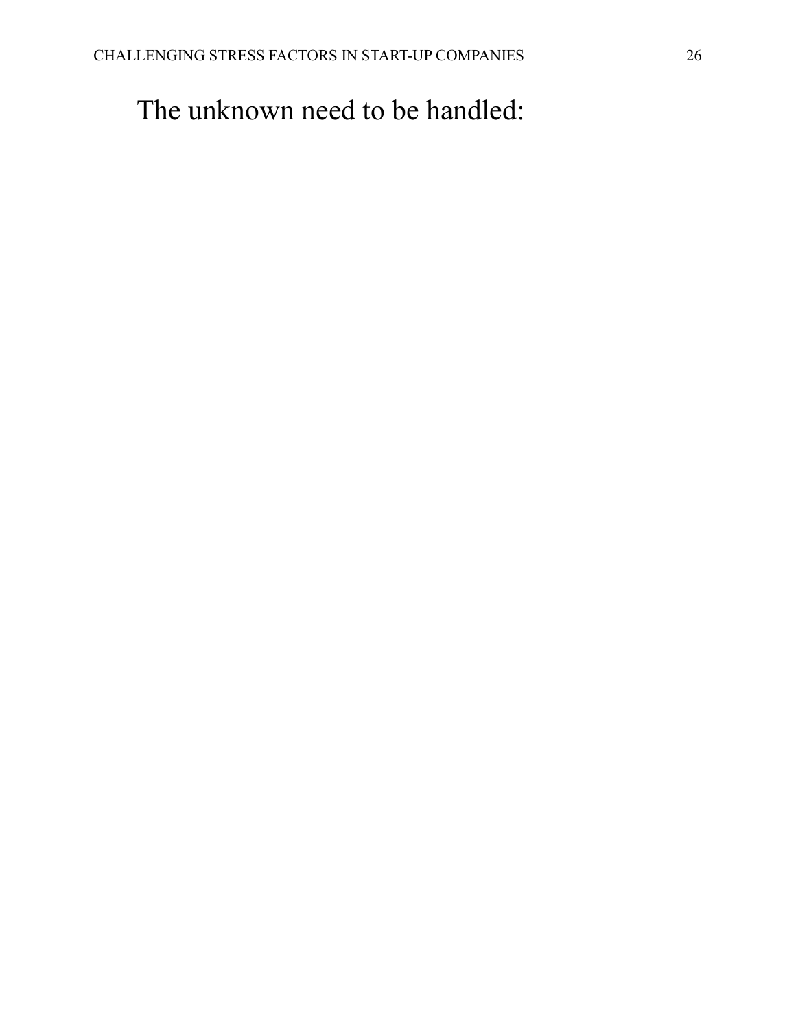The unknown need to be handled: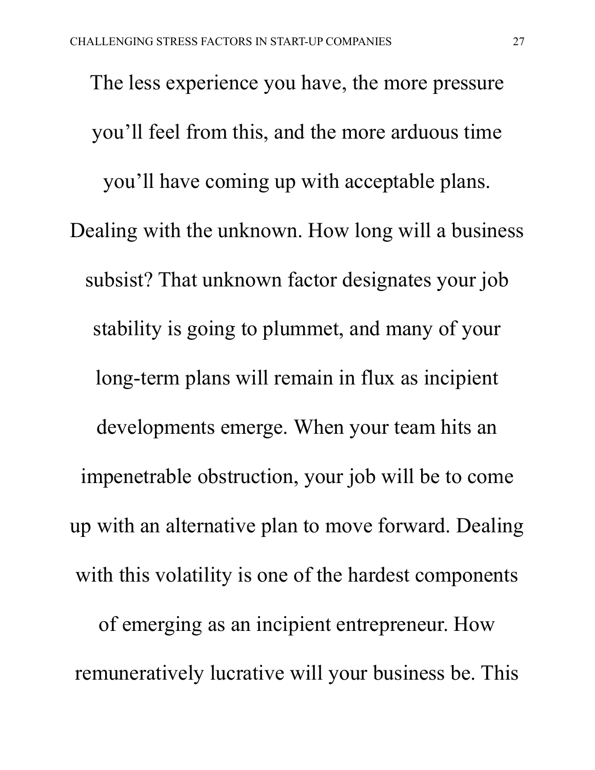The less experience you have, the more pressure you'll feel from this, and the more arduous time you'll have coming up with acceptable plans. Dealing with the unknown. How long will a business subsist? That unknown factor designates your job stability is going to plummet, and many of your long-term plans will remain in flux as incipient developments emerge. When your team hits an impenetrable obstruction, your job will be to come up with an alternative plan to move forward. Dealing with this volatility is one of the hardest components of emerging as an incipient entrepreneur. How remuneratively lucrative will your business be. This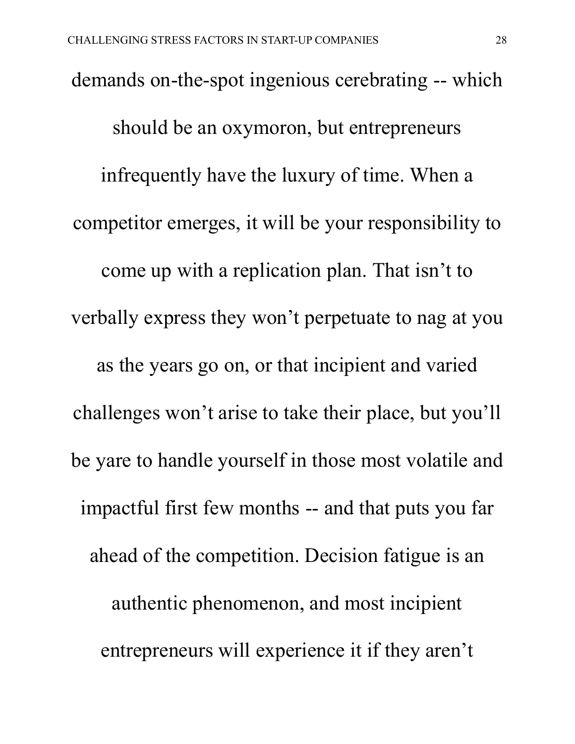demands on-the-spot ingenious cerebrating -- which should be an oxymoron, but entrepreneurs infrequently have the luxury of time. When a competitor emerges, it will be your responsibility to come up with a replication plan. That isn’t to verbally express they won’t perpetuate to nag at you as the years go on, or that incipient and varied challenges won’t arise to take their place, but you’ll be yare to handle yourself in those most volatile and impactful first few months -- and that puts you far ahead of the competition. Decision fatigue is an authentic phenomenon, and most incipient entrepreneurs will experience it if they aren’t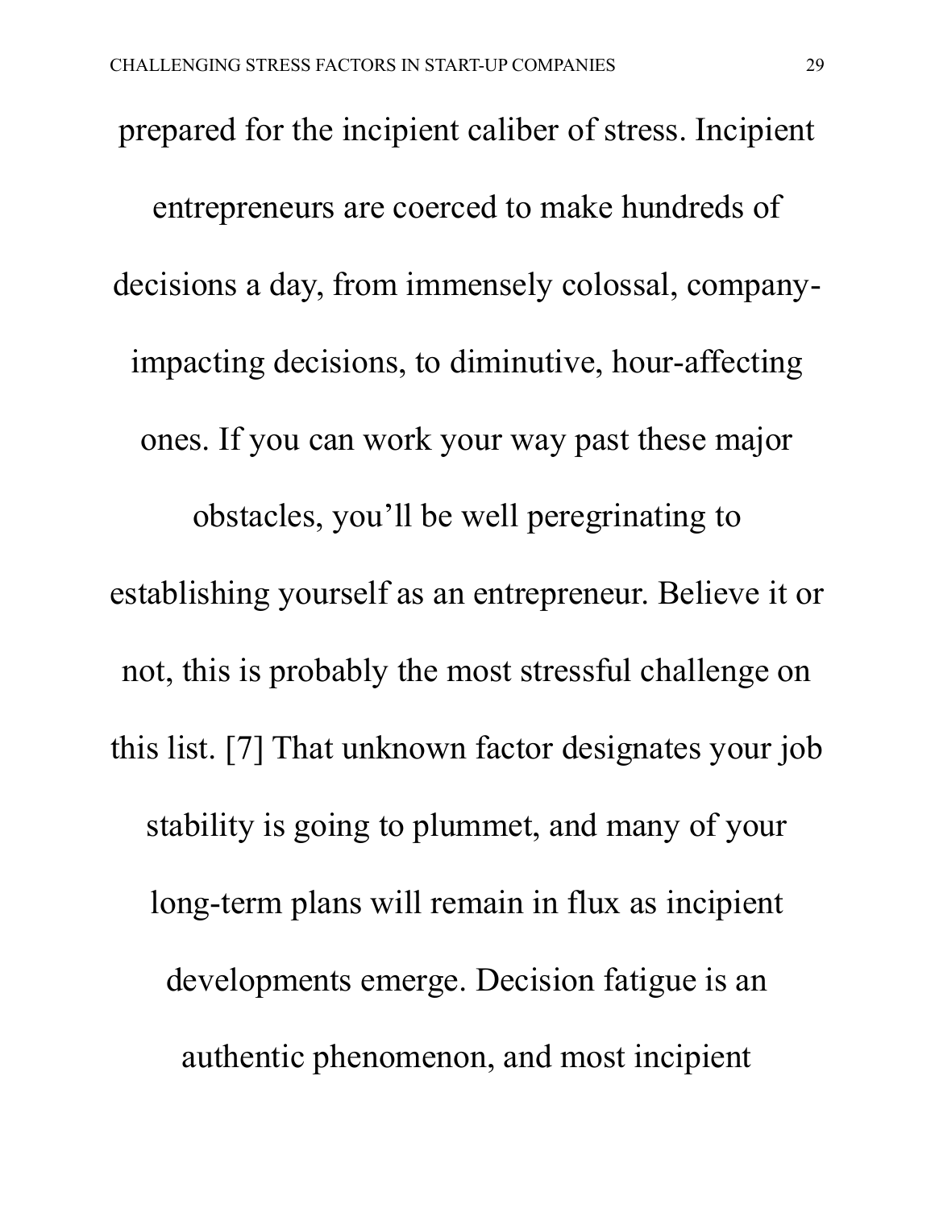prepared for the incipient caliber of stress. Incipient entrepreneurs are coerced to make hundreds of decisions a day, from immensely colossal, company-impacting decisions, to diminutive, hour-affecting ones. If you can work your way past these major obstacles, you'll be well peregrinating to establishing yourself as an entrepreneur. Believe it or not, this is probably the most stressful challenge on this list. [7] That unknown factor designates your job stability is going to plummet, and many of your long-term plans will remain in flux as incipient developments emerge. Decision fatigue is an authentic phenomenon, and most incipient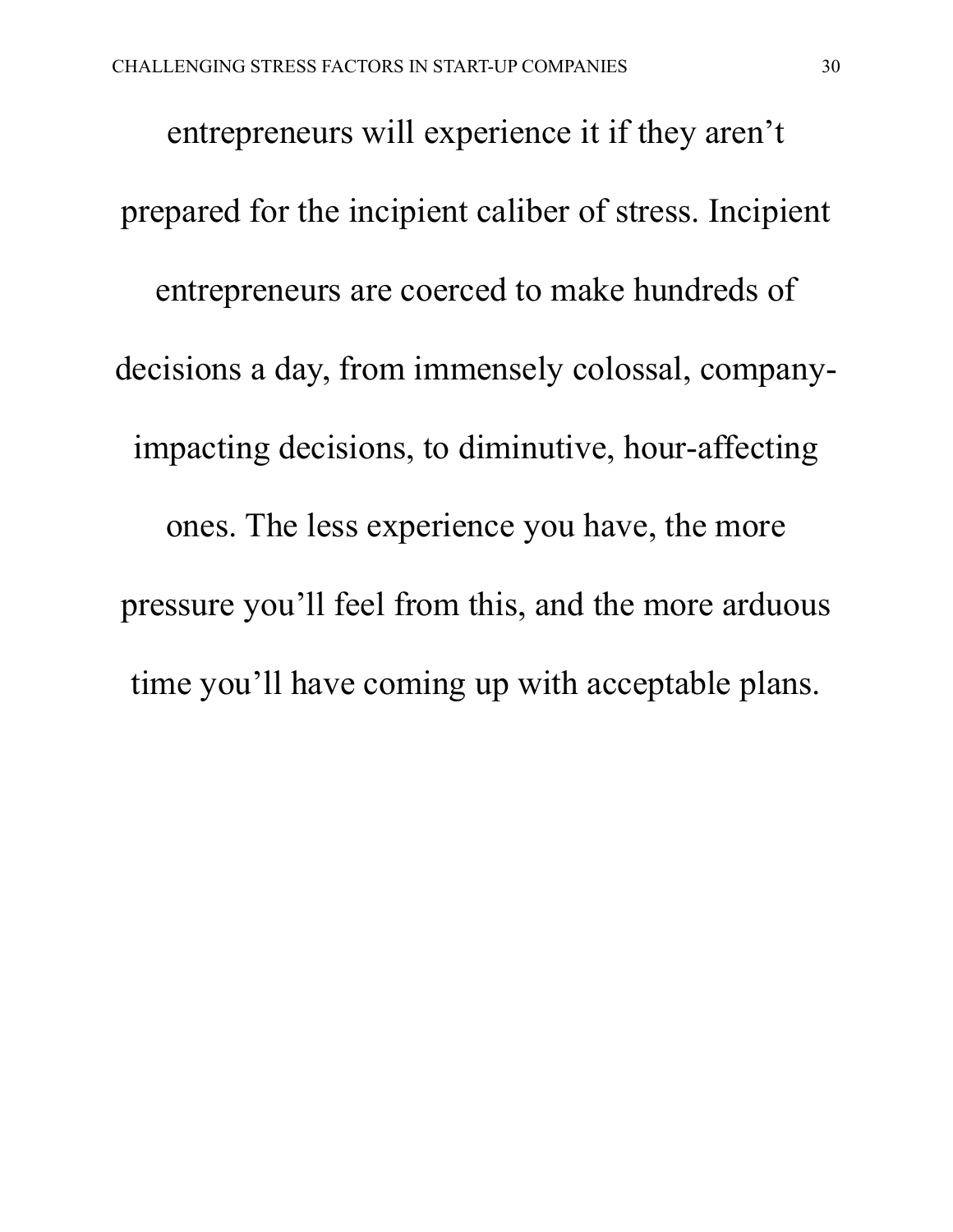entrepreneurs will experience it if they aren't prepared for the incipient caliber of stress. Incipient entrepreneurs are coerced to make hundreds of decisions a day, from immensely colossal, company-impacting decisions, to diminutive, hour-affecting ones. The less experience you have, the more pressure you'll feel from this, and the more arduous time you'll have coming up with acceptable plans.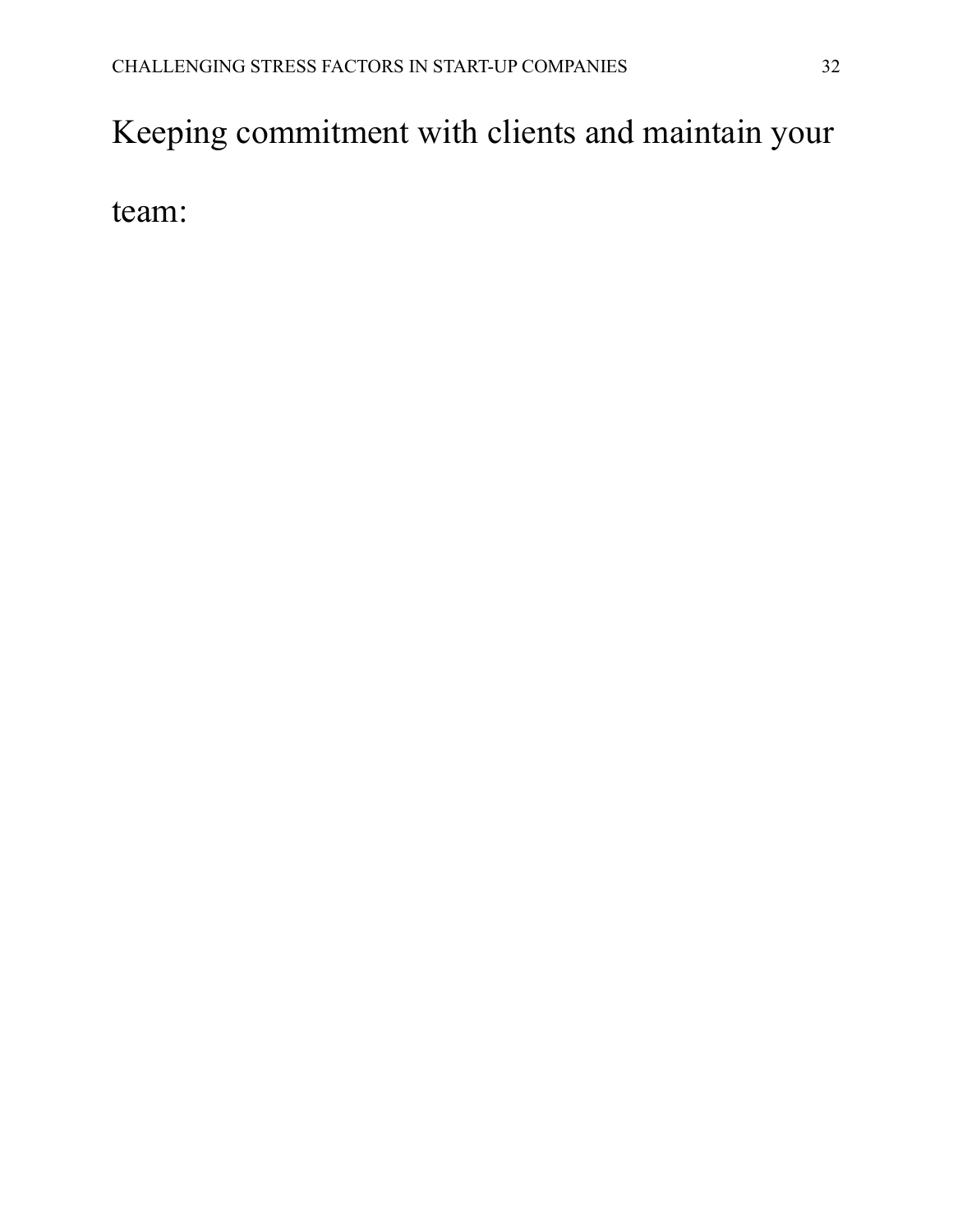# Keeping commitment with clients and maintain your team: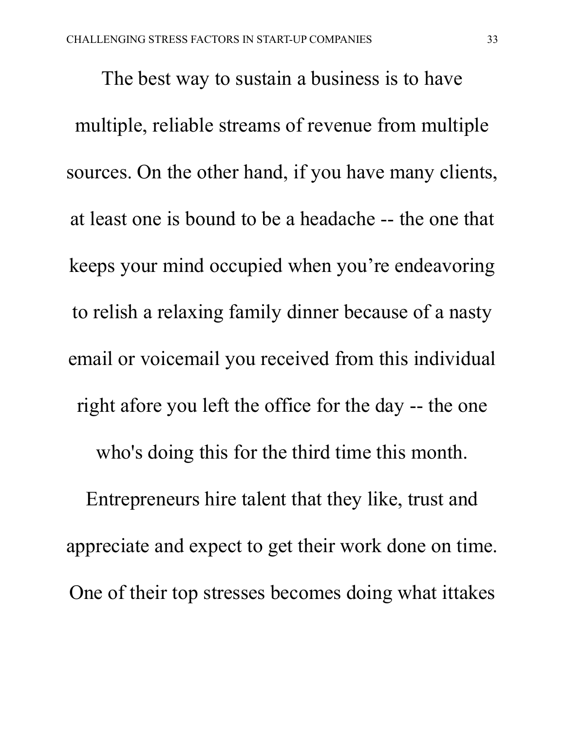The best way to sustain a business is to have multiple, reliable streams of revenue from multiple sources. On the other hand, if you have many clients, at least one is bound to be a headache -- the one that keeps your mind occupied when you're endeavoring to relish a relaxing family dinner because of a nasty email or voicemail you received from this individual right afore you left the office for the day -- the one who's doing this for the third time this month. Entrepreneurs hire talent that they like, trust and appreciate and expect to get their work done on time. One of their top stresses becomes doing what ittakes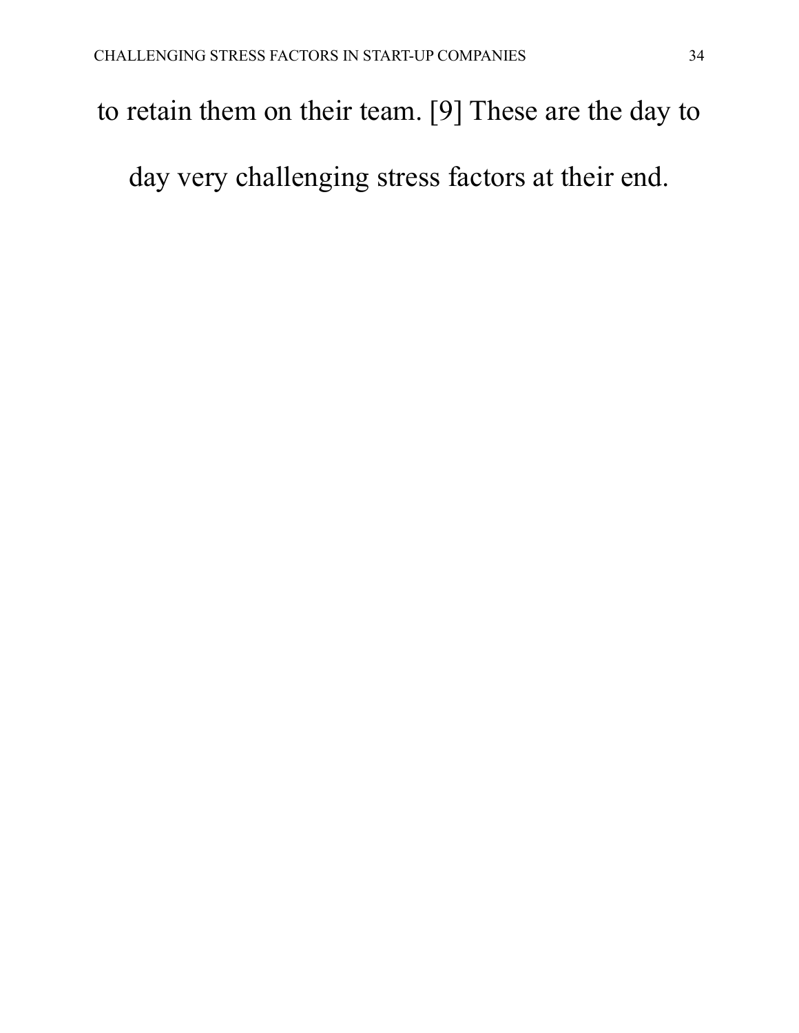to retain them on their team. [9] These are the day to day very challenging stress factors at their end.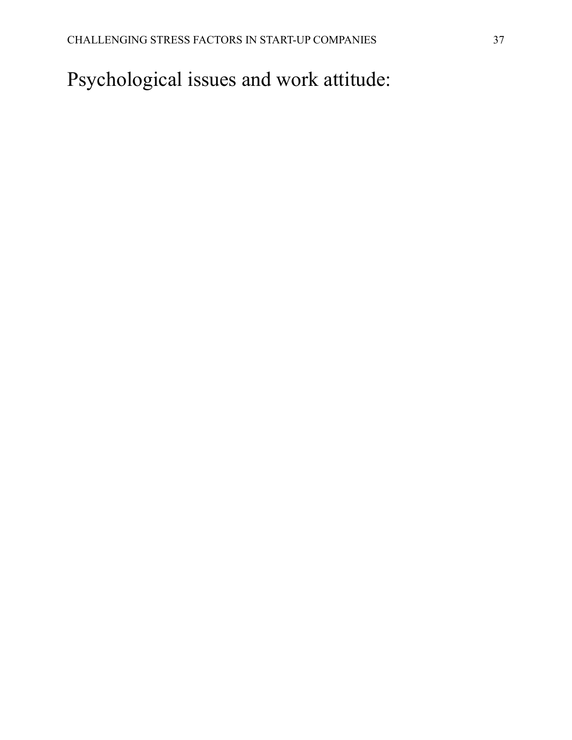# Psychological issues and work attitude: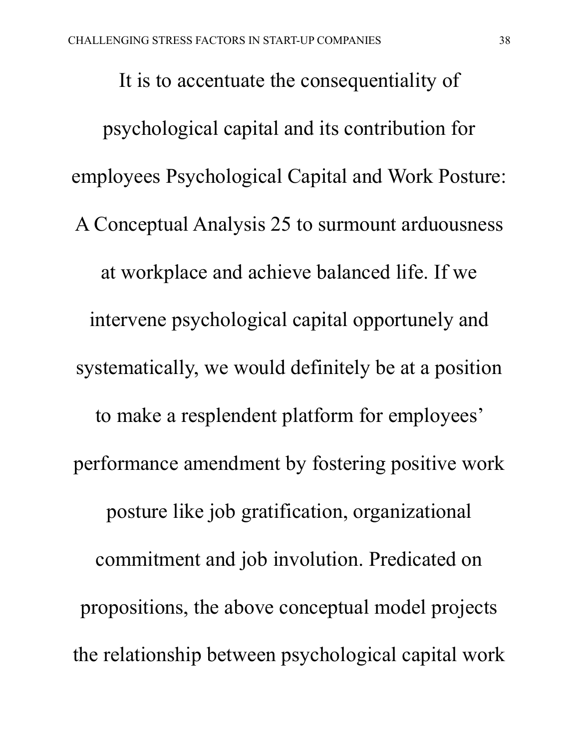It is to accentuate the consequentiality of psychological capital and its contribution for employees Psychological Capital and Work Posture: A Conceptual Analysis 25 to surmount arduousness at workplace and achieve balanced life. If we intervene psychological capital opportunely and systematically, we would definitely be at a position to make a resplendent platform for employees' performance amendment by fostering positive work posture like job gratification, organizational commitment and job involution. Predicated on propositions, the above conceptual model projects the relationship between psychological capital work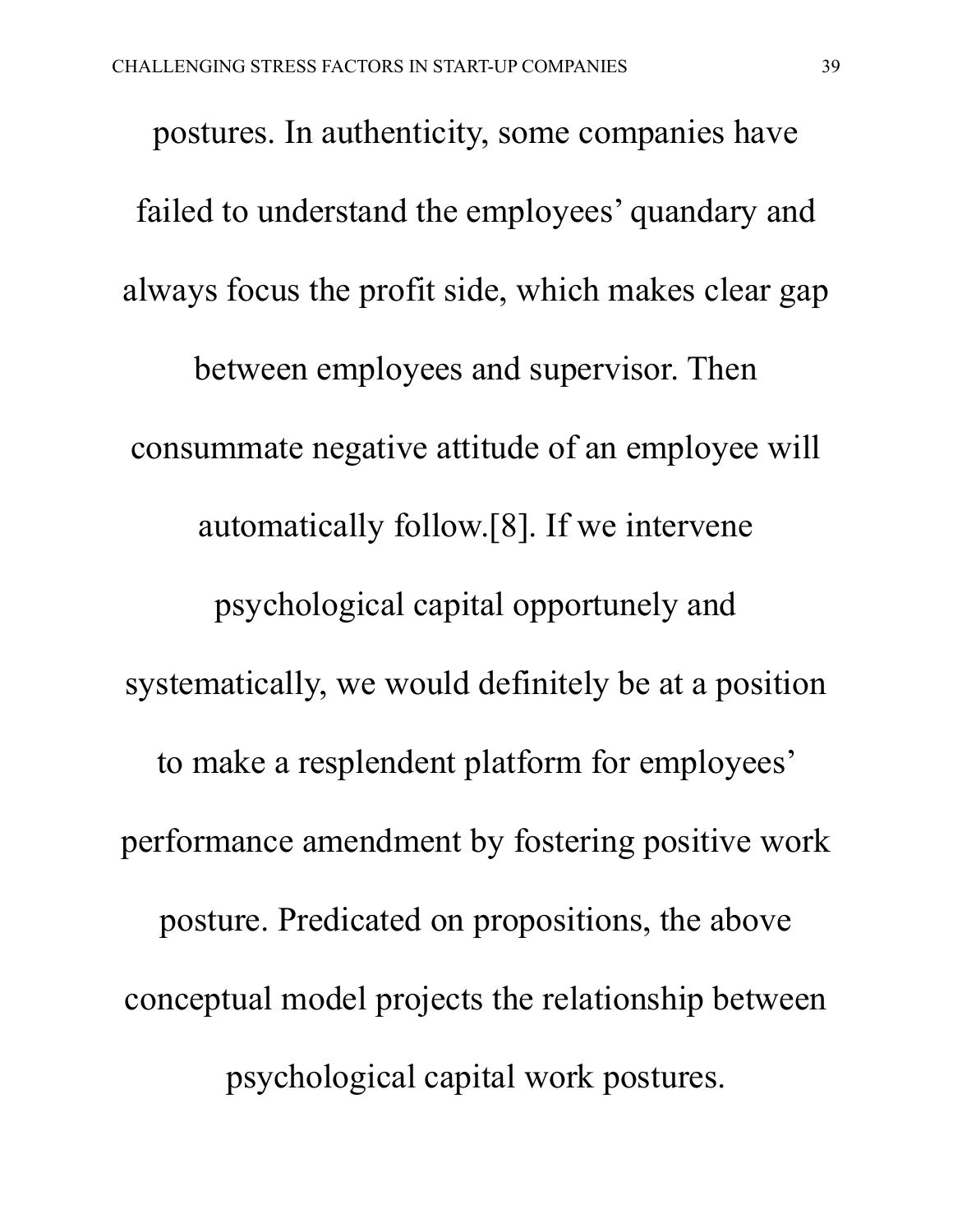postures. In authenticity, some companies have failed to understand the employees' quandary and always focus the profit side, which makes clear gap between employees and supervisor. Then consummate negative attitude of an employee will automatically follow.[8]. If we intervene psychological capital opportunely and systematically, we would definitely be at a position to make a resplendent platform for employees' performance amendment by fostering positive work posture. Predicated on propositions, the above conceptual model projects the relationship between psychological capital work postures.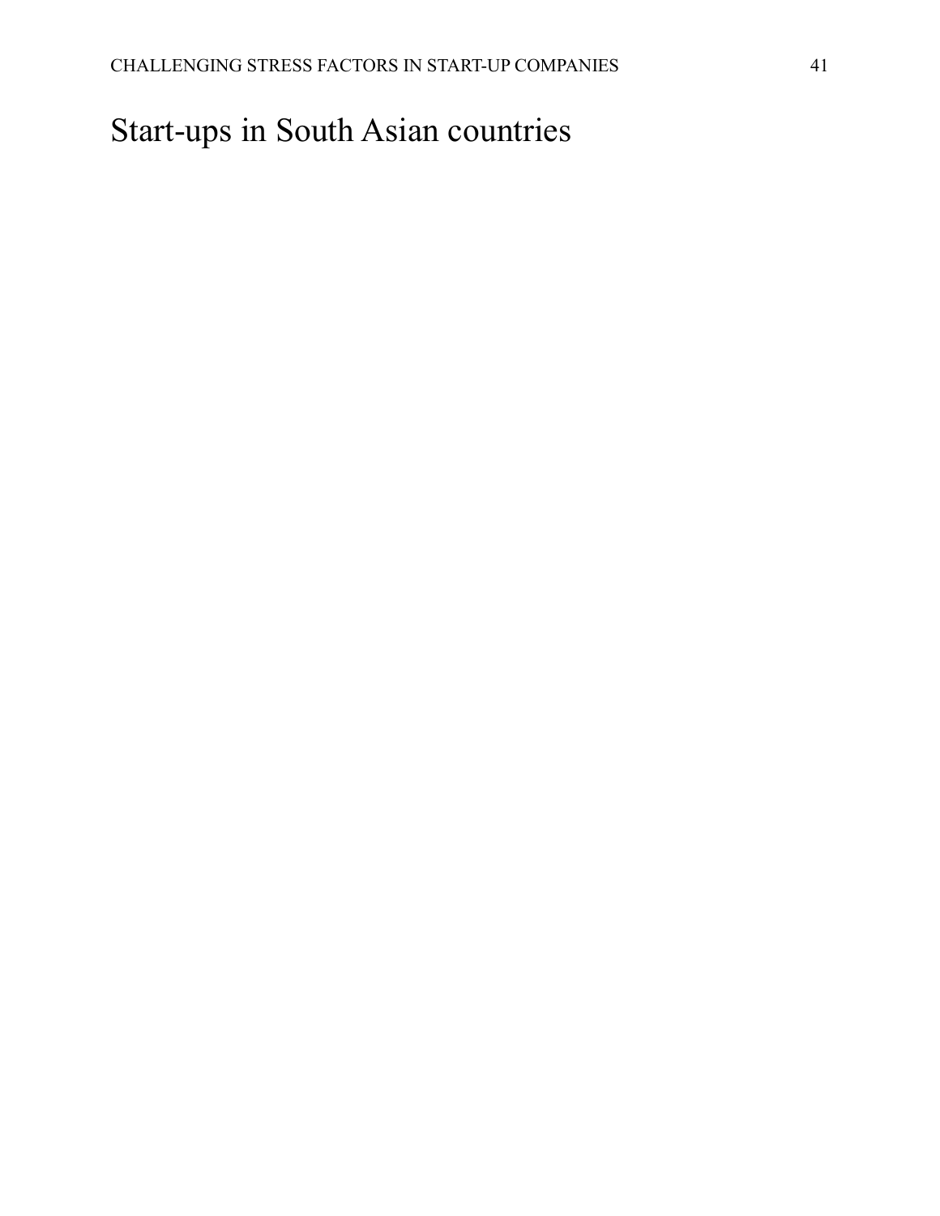# Start-ups in South Asian countries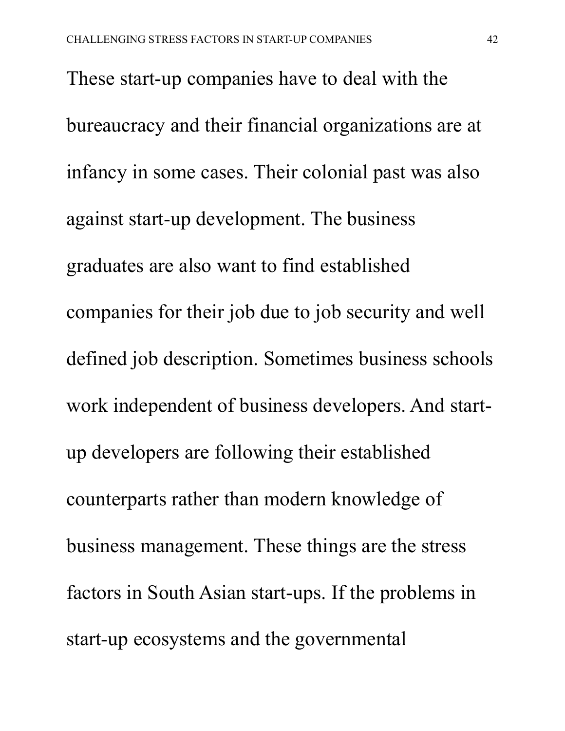These start-up companies have to deal with the bureaucracy and their financial organizations are at infancy in some cases. Their colonial past was also against start-up development. The business graduates are also want to find established companies for their job due to job security and well defined job description. Sometimes business schools work independent of business developers. And start-up developers are following their established counterparts rather than modern knowledge of business management. These things are the stress factors in South Asian start-ups. If the problems in start-up ecosystems and the governmental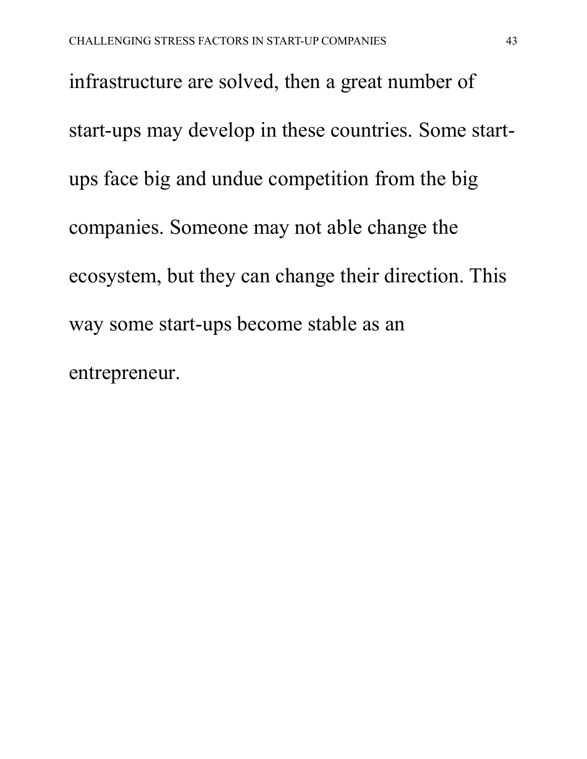infrastructure are solved, then a great number of start-ups may develop in these countries. Some start-ups face big and undue competition from the big companies. Someone may not able change the ecosystem, but they can change their direction. This way some start-ups become stable as an entrepreneur.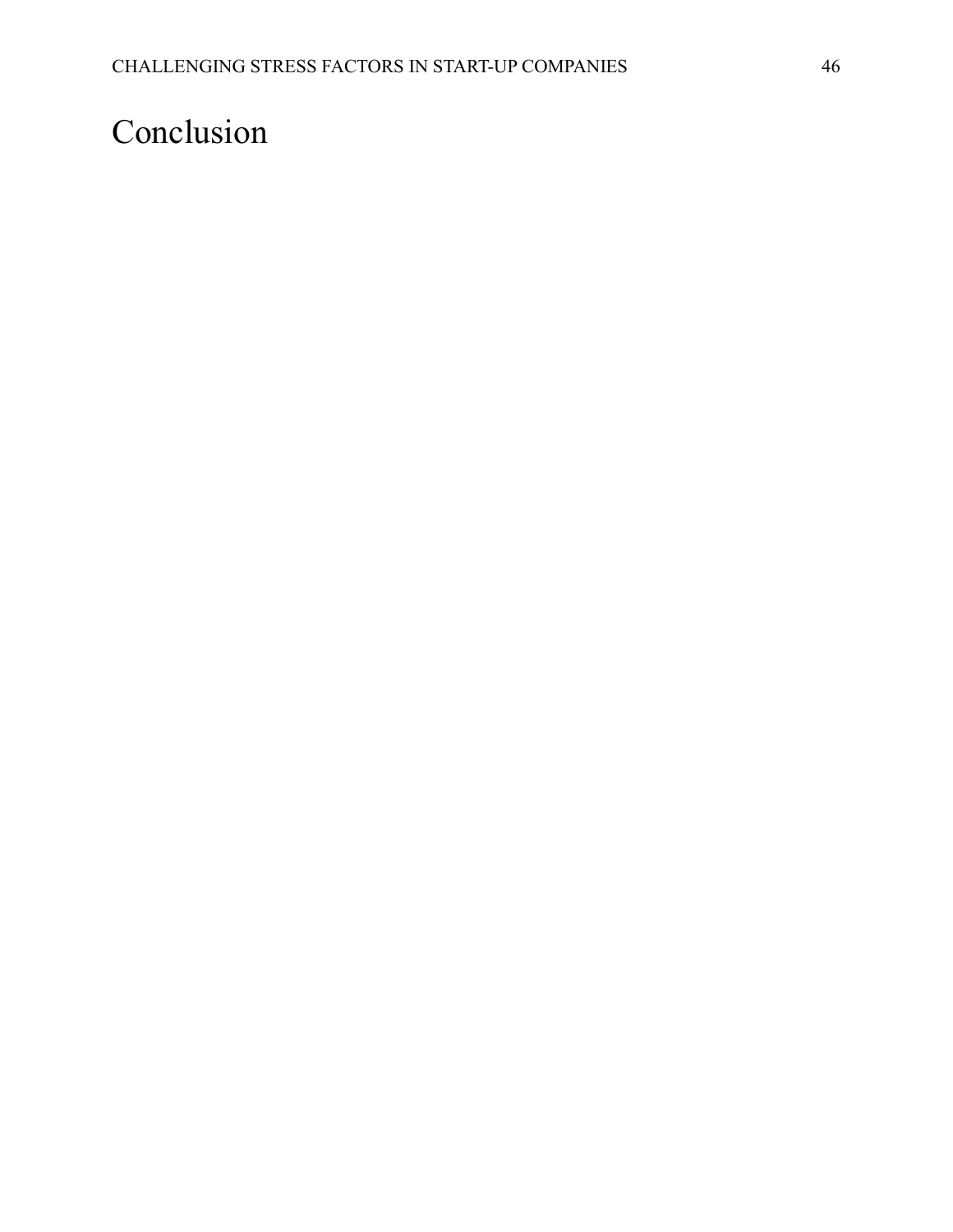# Conclusion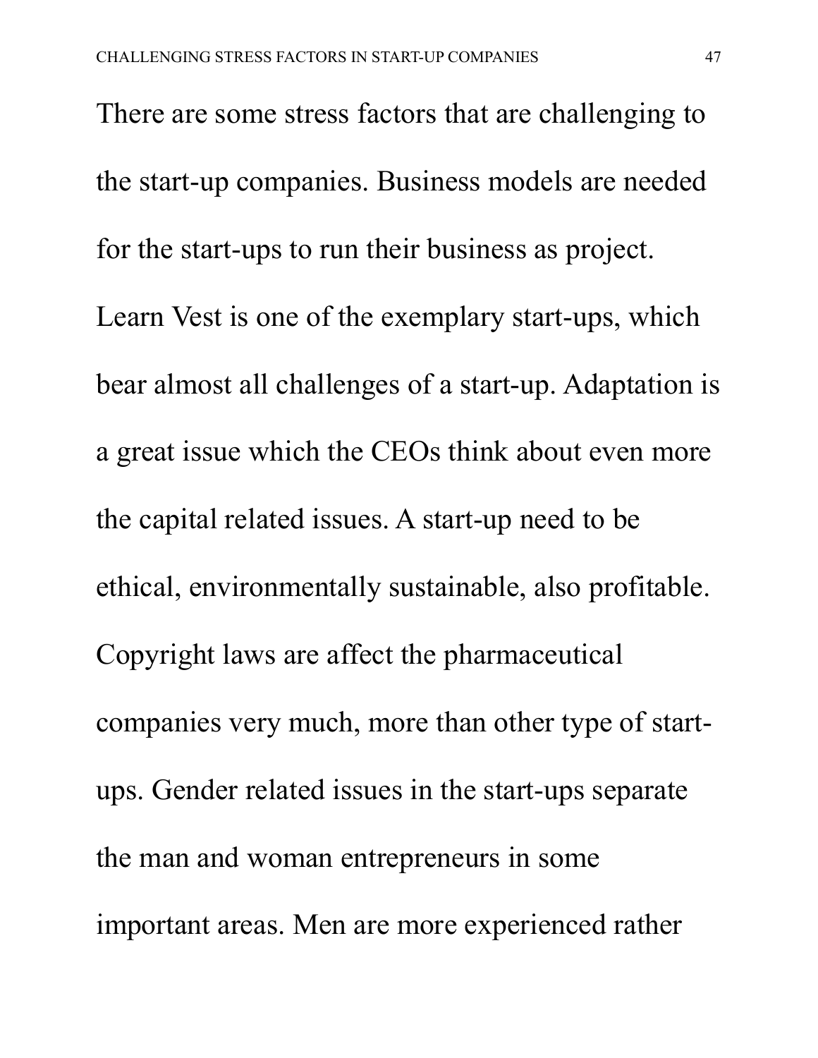There are some stress factors that are challenging to the start-up companies. Business models are needed for the start-ups to run their business as project. Learn Vest is one of the exemplary start-ups, which bear almost all challenges of a start-up. Adaptation is a great issue which the CEOs think about even more the capital related issues. A start-up need to be ethical, environmentally sustainable, also profitable. Copyright laws are affect the pharmaceutical companies very much, more than other type of start-ups. Gender related issues in the start-ups separate the man and woman entrepreneurs in some important areas. Men are more experienced rather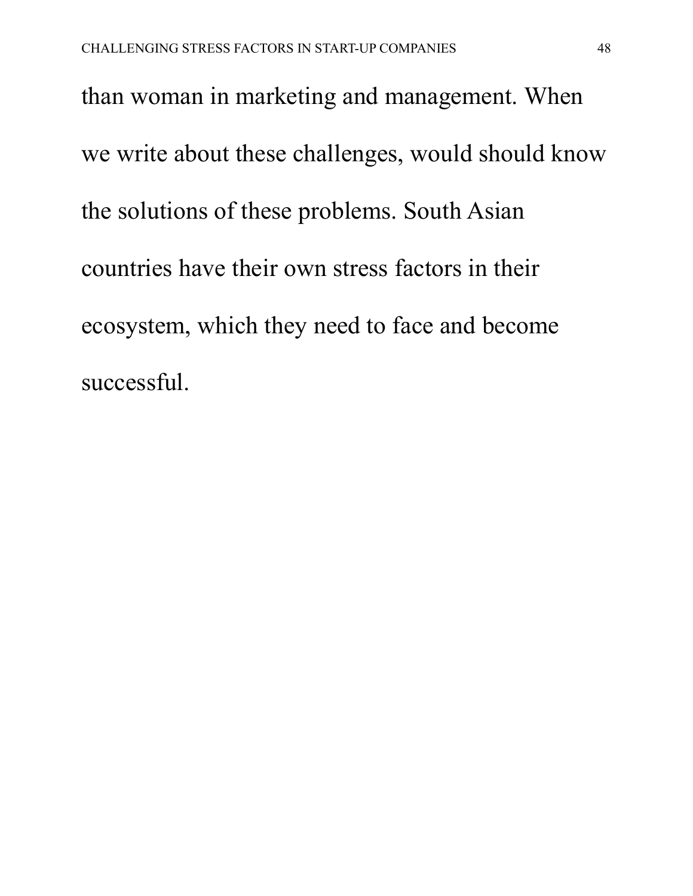than woman in marketing and management. When we write about these challenges, would should know the solutions of these problems. South Asian countries have their own stress factors in their ecosystem, which they need to face and become successful.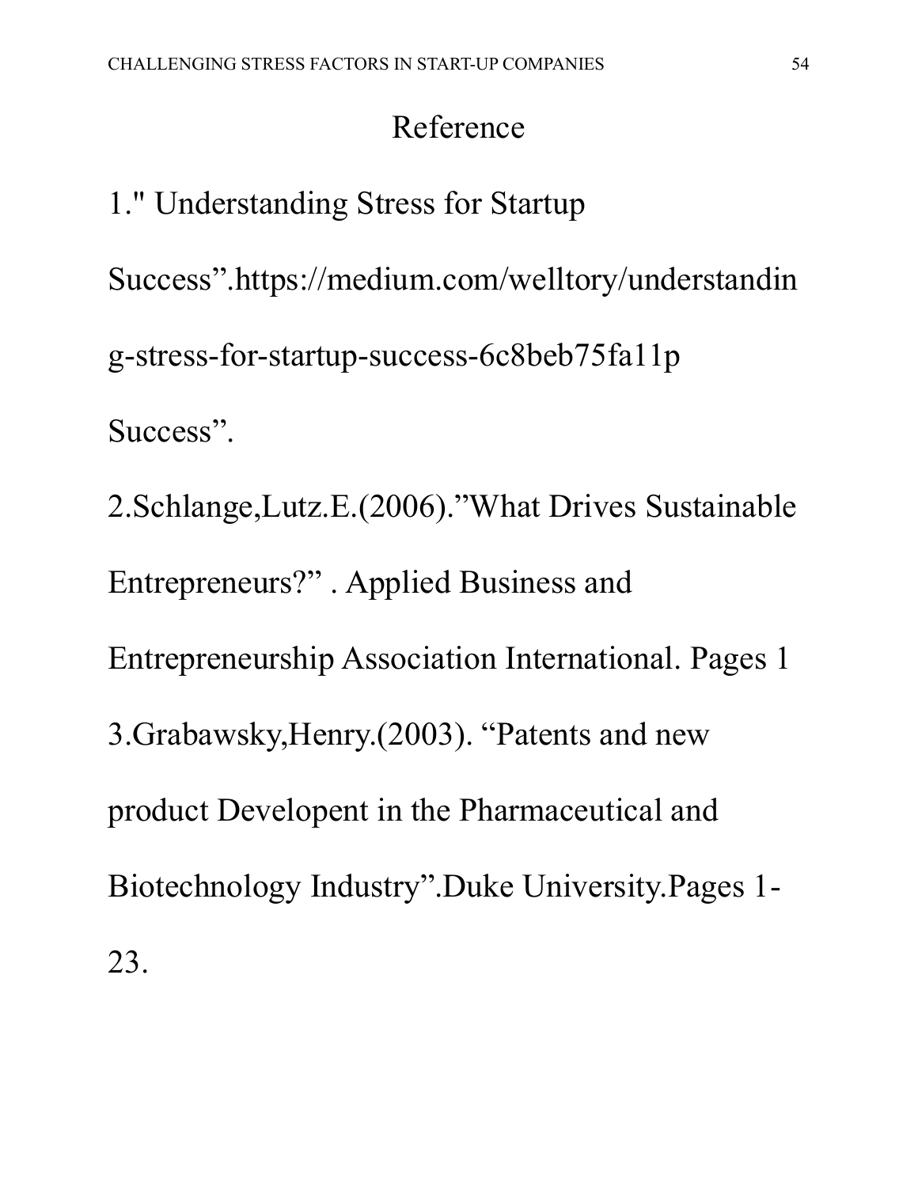# Reference

1." Understanding Stress for Startup Success”.https://medium.com/welltory/understanding-stress-for-startup-success-6c8beb75fa11p Success”.

2.Schlange,Lutz.E.(2006).”What Drives Sustainable Entrepreneurs?” . Applied Business and Entrepreneurship Association International. Pages 1

3.Grabawsky,Henry.(2003). “Patents and new product Developent in the Pharmaceutical and Biotechnology Industry”.Duke University.Pages 1-23.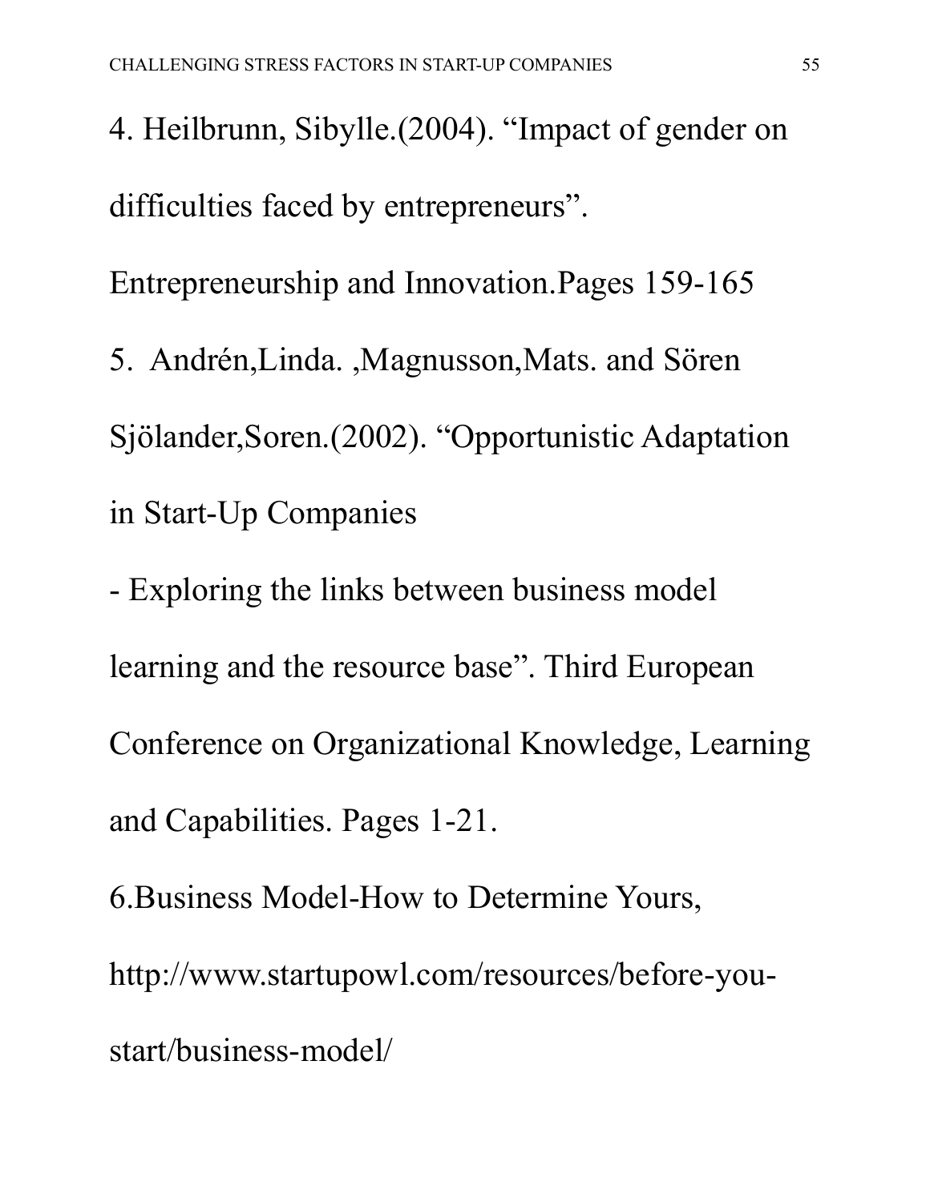4. Heilbrunn, Sibylle.(2004). “Impact of gender on difficulties faced by entrepreneurs”. Entrepreneurship and Innovation.Pages 159-165

5. Andrén,Linda. ,Magnusson,Mats. and Sören Sjölander,Soren.(2002). “Opportunistic Adaptation in Start-Up Companies

- Exploring the links between business model learning and the resource base”. Third European Conference on Organizational Knowledge, Learning and Capabilities. Pages 1-21.

6.Business Model-How to Determine Yours, http://www.startupowl.com/resources/before-you-start/business-model/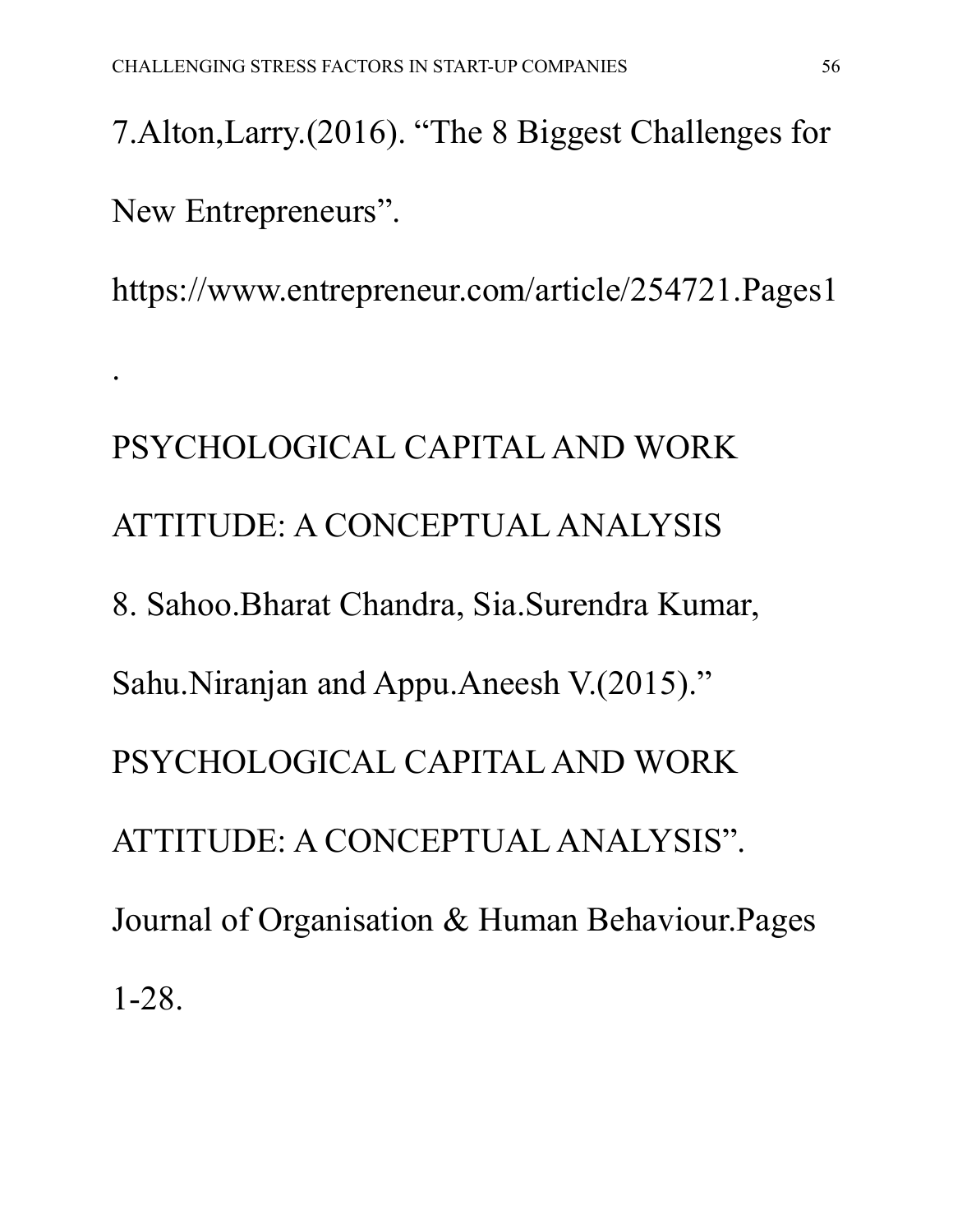7.Alton,Larry.(2016). “The 8 Biggest Challenges for New Entrepreneurs”. https://www.entrepreneur.com/article/254721.Pages1

.

PSYCHOLOGICAL CAPITAL AND WORK ATTITUDE: A CONCEPTUAL ANALYSIS

8. Sahoo.Bharat Chandra, Sia.Surendra Kumar, Sahu.Niranjan and Appu.Aneesh V.(2015).” PSYCHOLOGICAL CAPITAL AND WORK ATTITUDE: A CONCEPTUAL ANALYSIS”. Journal of Organisation & Human Behaviour.Pages 1-28.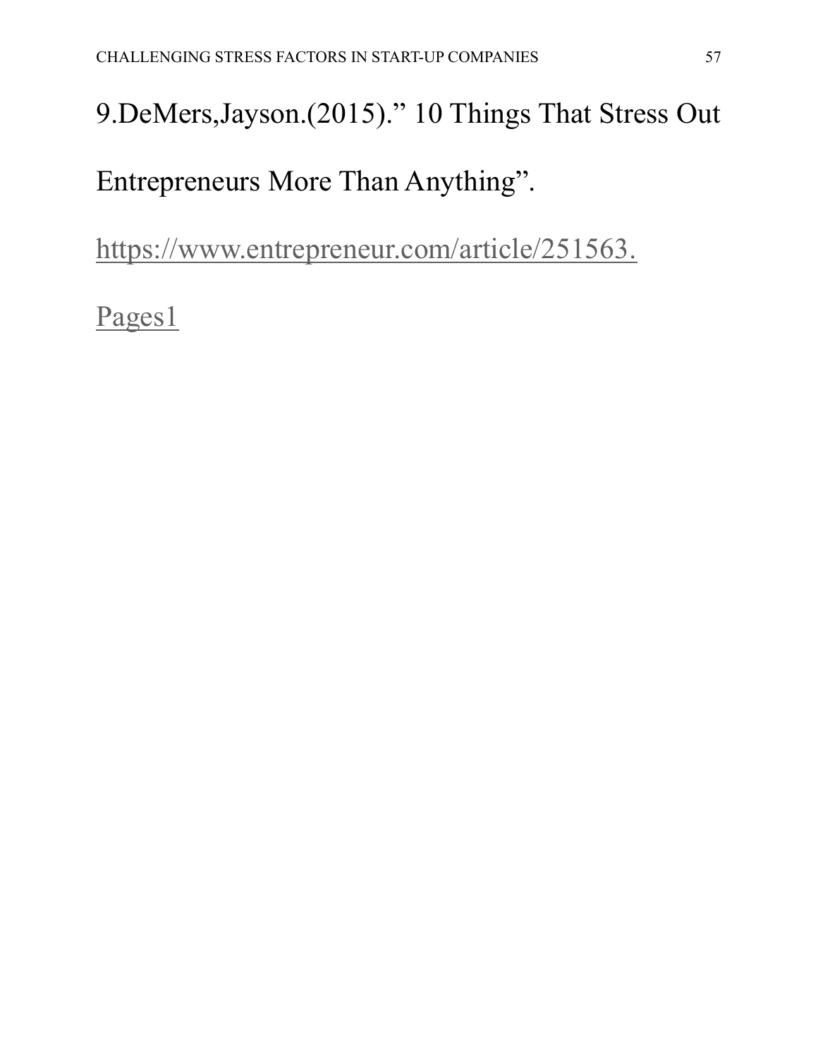9.DeMers,Jayson.(2015).” 10 Things That Stress Out Entrepreneurs More Than Anything”. https://www.entrepreneur.com/article/251563. Pages1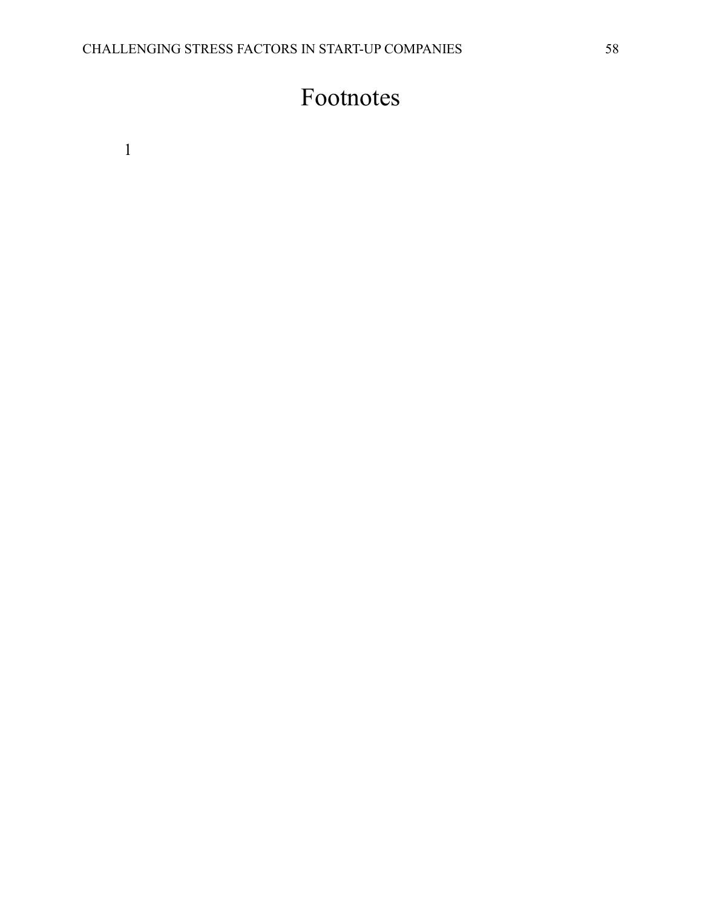# Footnotes

1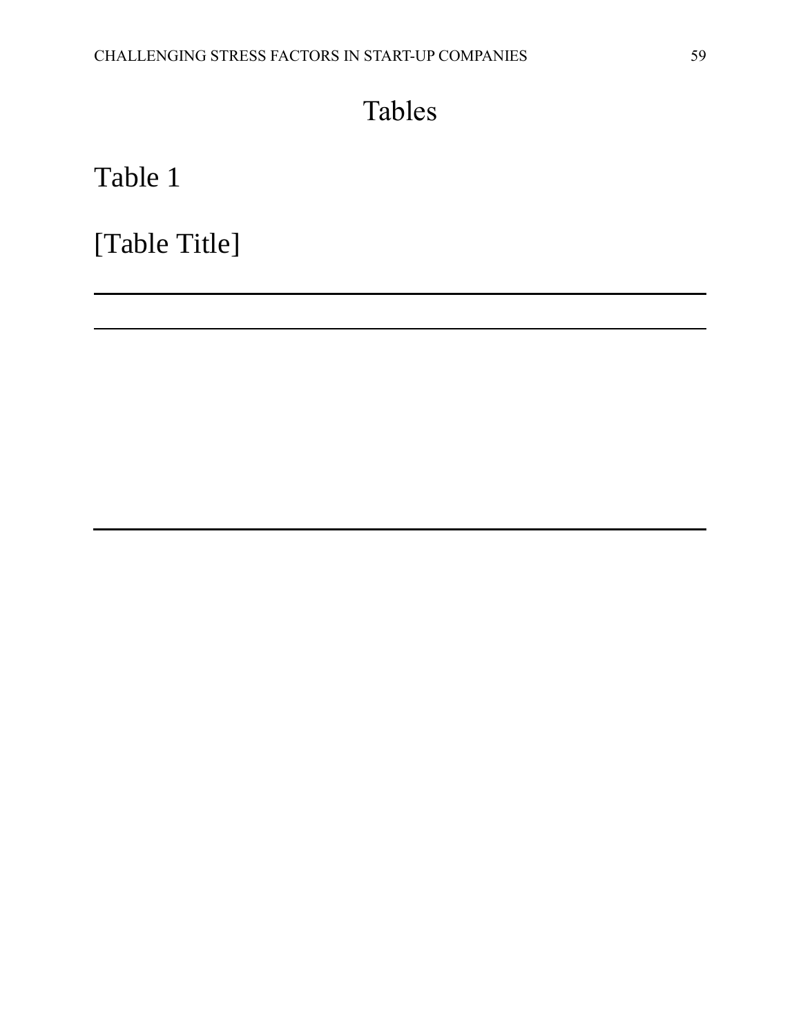# Tables

Table 1

[Table Title]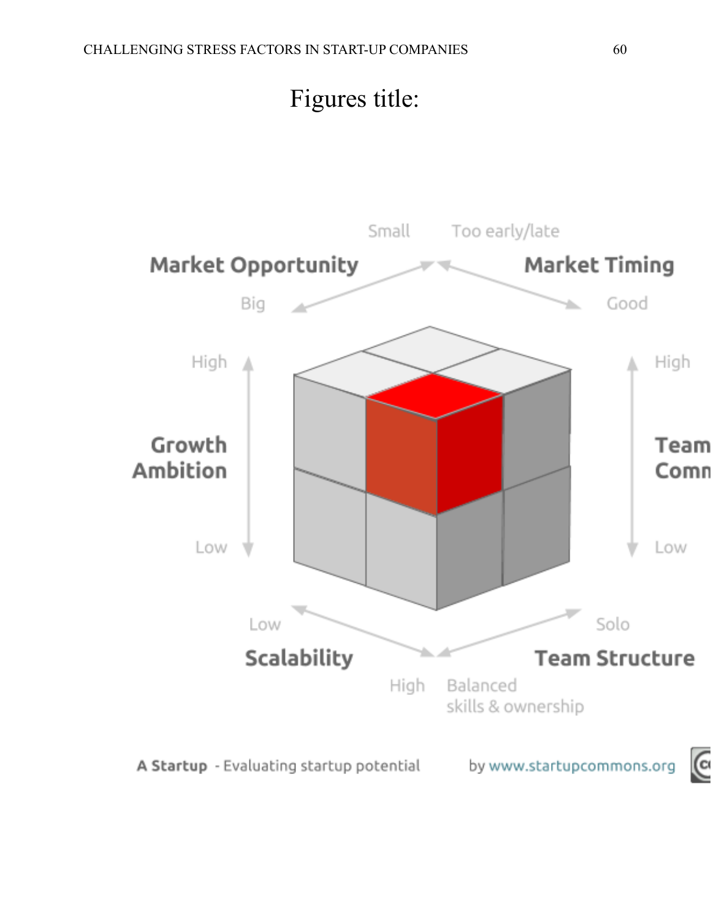# Figures title:

Small Too early/late

**Market Opportunity** **Market Timing**

Big Good

High High

**Growth Ambition** **Team Comm**

Low Low

Low Solo

**Scalability** **Team Structure**

High Balanced skills & ownership

**A Startup** - Evaluating startup potential by www.startupcommons.org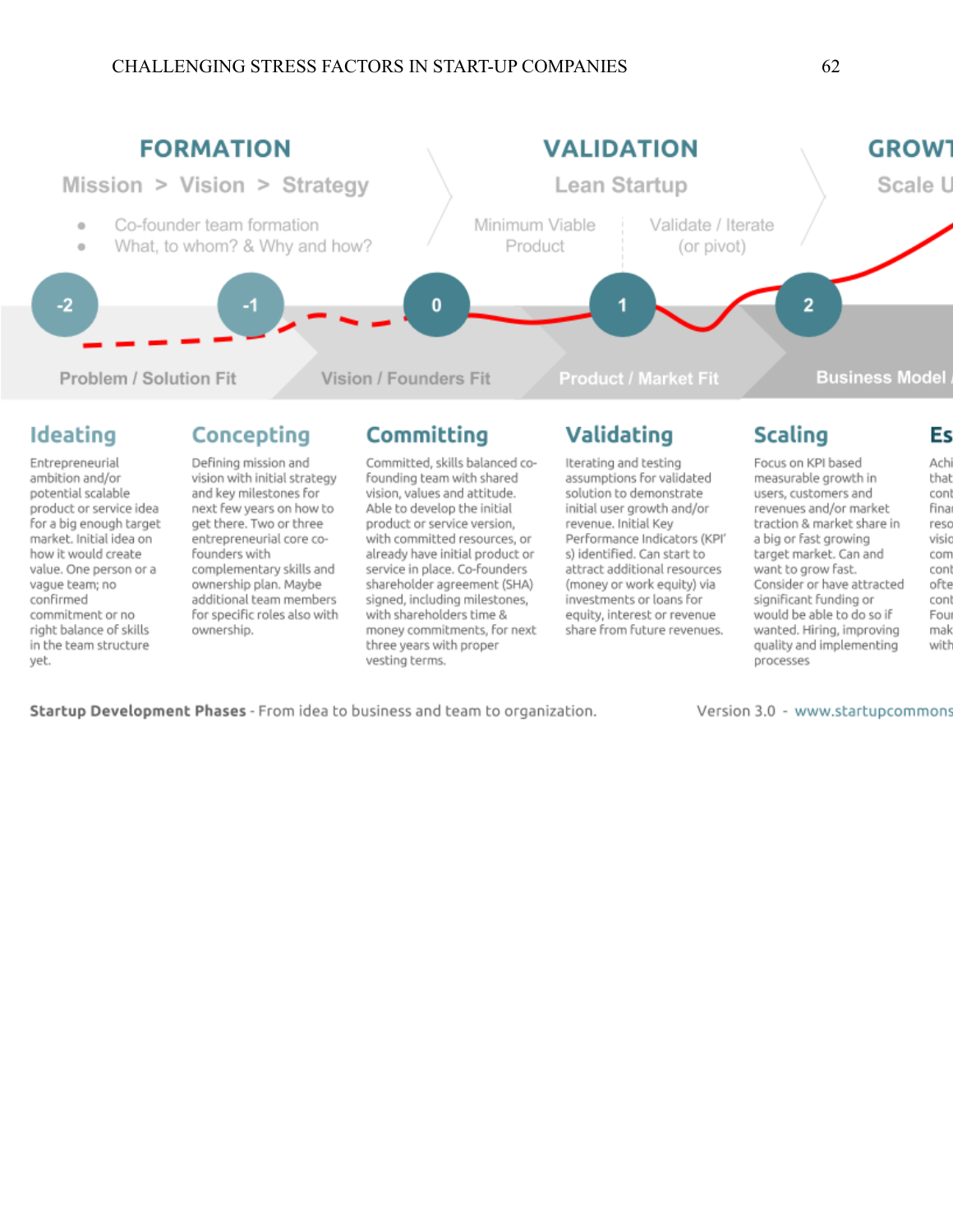## FORMATION

Mission > Vision > Strategy

- Co-founder team formation
- What, to whom? & Why and how?

## VALIDATION

Lean Startup

Minimum Viable Product | Validate / Iterate (or pivot)

## GROWT

Scale U

-2 &nbsp;&nbsp; -1 &nbsp;&nbsp; 0 &nbsp;&nbsp; 1 &nbsp;&nbsp; 2

Problem / Solution Fit &nbsp;&nbsp; Vision / Founders Fit &nbsp;&nbsp; Product / Market Fit &nbsp;&nbsp; Business Model /

### Ideating

Entrepreneurial ambition and/or potential scalable product or service idea for a big enough target market. Initial idea on how it would create value. One person or a vague team; no confirmed commitment or no right balance of skills in the team structure yet.

### Concepting

Defining mission and vision with initial strategy and key milestones for next few years on how to get there. Two or three entrepreneurial core co-founders with complementary skills and ownership plan. Maybe additional team members for specific roles also with ownership.

### Committing

Committed, skills balanced co-founding team with shared vision, values and attitude. Able to develop the initial product or service version, with committed resources, or already have initial product or service in place. Co-founders shareholder agreement (SHA) signed, including milestones, with shareholders time & money commitments, for next three years with proper vesting terms.

### Validating

Iterating and testing assumptions for validated solution to demonstrate initial user growth and/or revenue. Initial Key Performance Indicators (KPI' s) identified. Can start to attract additional resources (money or work equity) via investments or loans for equity, interest or revenue share from future revenues.

### Scaling

Focus on KPI based measurable growth in users, customers and revenues and/or market traction & market share in a big or fast growing target market. Can and want to grow fast. Consider or have attracted significant funding or would be able to do so if wanted. Hiring, improving quality and implementing processes

### Es

Achi
that
cont
fina
reso
visio
com
cont
ofte
cont
Fou
mak
with

**Startup Development Phases** - From idea to business and team to organization. &nbsp;&nbsp; Version 3.0 - www.startupcommons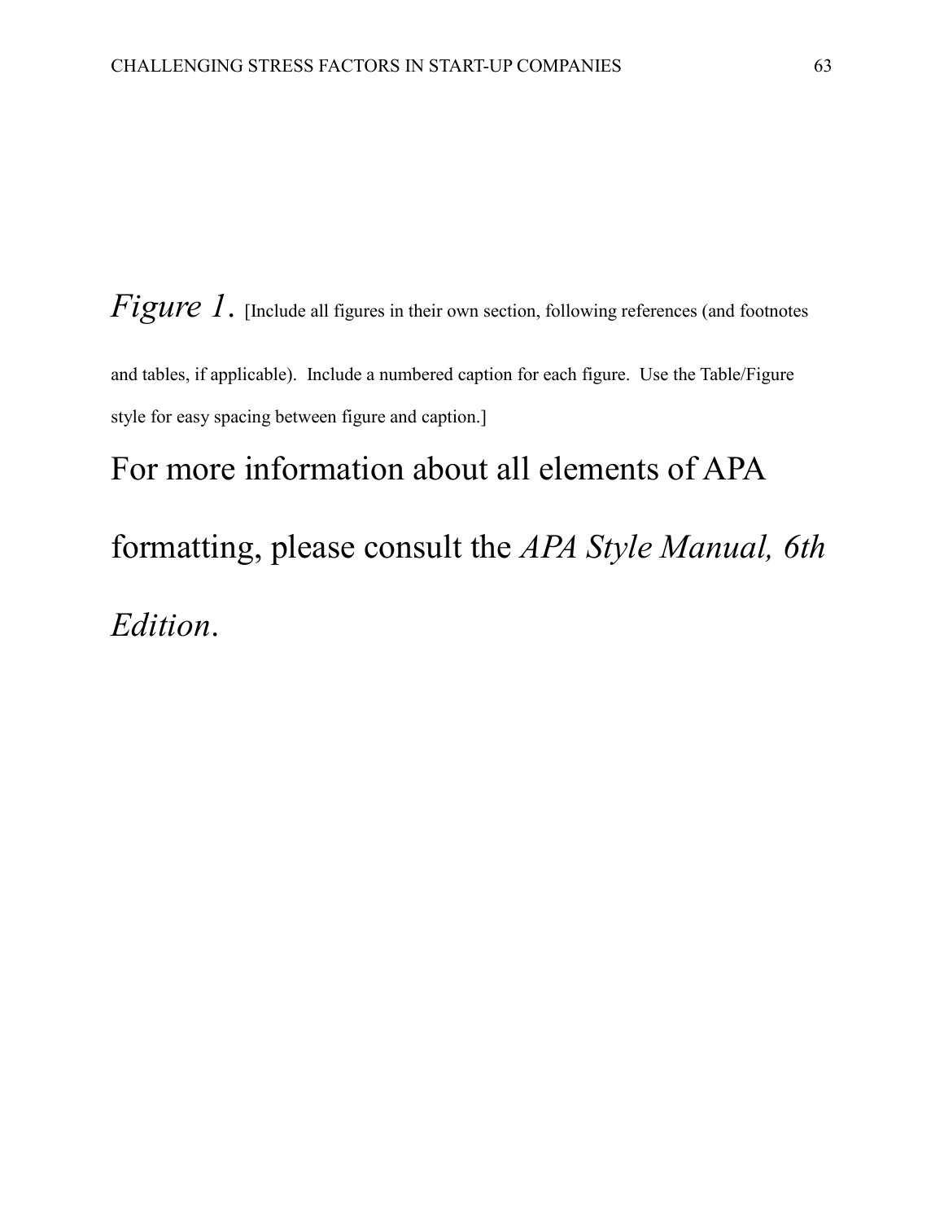*Figure 1.* [Include all figures in their own section, following references (and footnotes and tables, if applicable). Include a numbered caption for each figure. Use the Table/Figure style for easy spacing between figure and caption.]

For more information about all elements of APA formatting, please consult the *APA Style Manual, 6th Edition*.